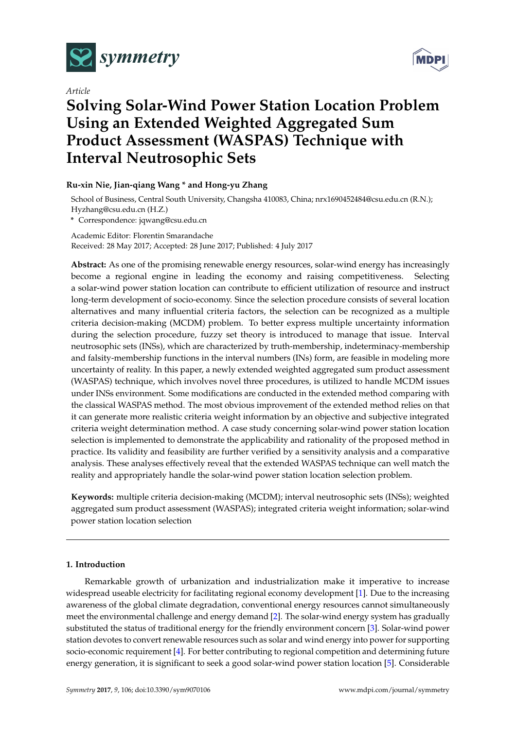*Article*

# Solving Solar-Wind Power Station Location Problem Using an Extended Weighted Aggregated Sum Product Assessment (WASPAS) Technique with Interval Neutrosophic Sets

**Ru-xin Nie, Jian-qiang Wang * and Hong-yu Zhang**

School of Business, Central South University, Changsha 410083, China; nrx1690452484@csu.edu.cn (R.N.); Hyzhang@csu.edu.cn (H.Z.)

* Correspondence: jqwang@csu.edu.cn

Academic Editor: Florentin Smarandache
Received: 28 May 2017; Accepted: 28 June 2017; Published: 4 July 2017

**Abstract:** As one of the promising renewable energy resources, solar-wind energy has increasingly become a regional engine in leading the economy and raising competitiveness. Selecting a solar-wind power station location can contribute to efficient utilization of resource and instruct long-term development of socio-economy. Since the selection procedure consists of several location alternatives and many influential criteria factors, the selection can be recognized as a multiple criteria decision-making (MCDM) problem. To better express multiple uncertainty information during the selection procedure, fuzzy set theory is introduced to manage that issue. Interval neutrosophic sets (INSs), which are characterized by truth-membership, indeterminacy-membership and falsity-membership functions in the interval numbers (INs) form, are feasible in modeling more uncertainty of reality. In this paper, a newly extended weighted aggregated sum product assessment (WASPAS) technique, which involves novel three procedures, is utilized to handle MCDM issues under INSs environment. Some modifications are conducted in the extended method comparing with the classical WASPAS method. The most obvious improvement of the extended method relies on that it can generate more realistic criteria weight information by an objective and subjective integrated criteria weight determination method. A case study concerning solar-wind power station location selection is implemented to demonstrate the applicability and rationality of the proposed method in practice. Its validity and feasibility are further verified by a sensitivity analysis and a comparative analysis. These analyses effectively reveal that the extended WASPAS technique can well match the reality and appropriately handle the solar-wind power station location selection problem.

**Keywords:** multiple criteria decision-making (MCDM); interval neutrosophic sets (INSs); weighted aggregated sum product assessment (WASPAS); integrated criteria weight information; solar-wind power station location selection

## 1. Introduction

Remarkable growth of urbanization and industrialization make it imperative to increase widespread useable electricity for facilitating regional economy development [1]. Due to the increasing awareness of the global climate degradation, conventional energy resources cannot simultaneously meet the environmental challenge and energy demand [2]. The solar-wind energy system has gradually substituted the status of traditional energy for the friendly environment concern [3]. Solar-wind power station devotes to convert renewable resources such as solar and wind energy into power for supporting socio-economic requirement [4]. For better contributing to regional competition and determining future energy generation, it is significant to seek a good solar-wind power station location [5]. Considerable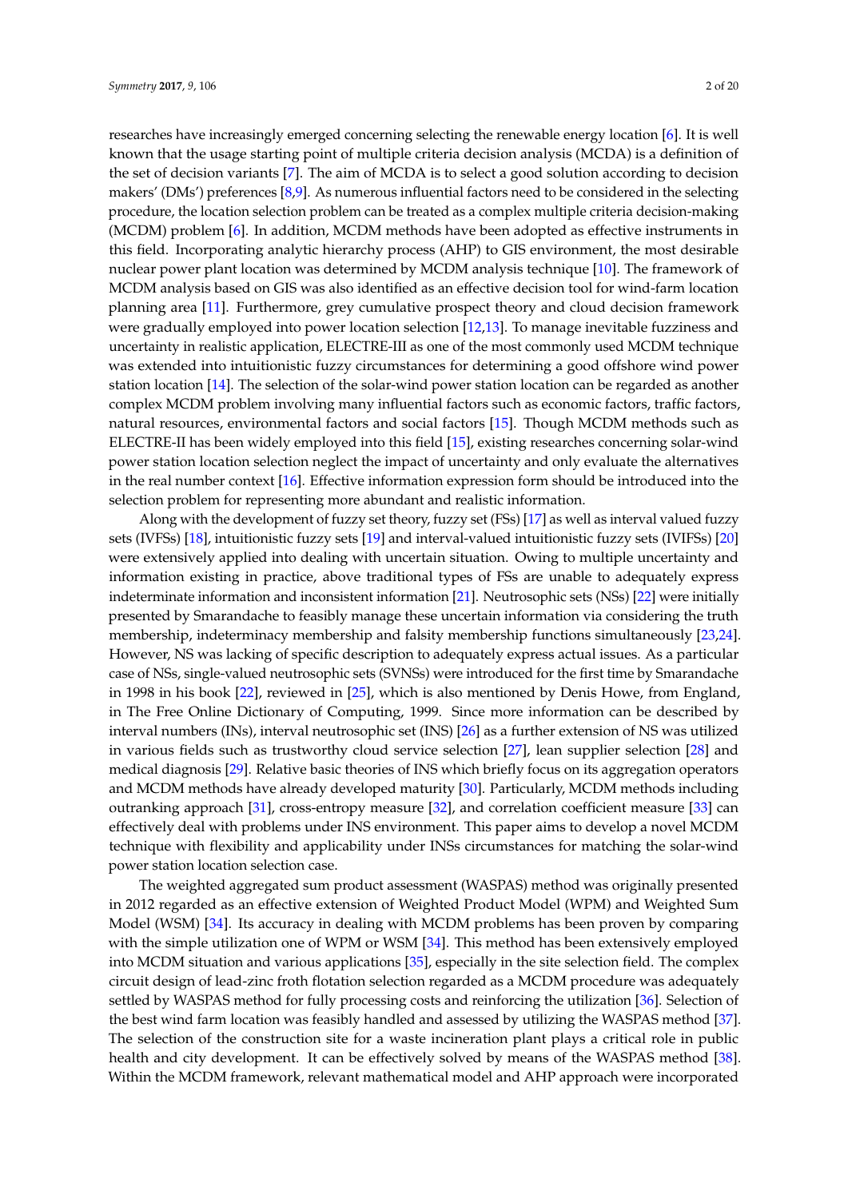researches have increasingly emerged concerning selecting the renewable energy location [6]. It is well known that the usage starting point of multiple criteria decision analysis (MCDA) is a definition of the set of decision variants [7]. The aim of MCDA is to select a good solution according to decision makers' (DMs') preferences [8,9]. As numerous influential factors need to be considered in the selecting procedure, the location selection problem can be treated as a complex multiple criteria decision-making (MCDM) problem [6]. In addition, MCDM methods have been adopted as effective instruments in this field. Incorporating analytic hierarchy process (AHP) to GIS environment, the most desirable nuclear power plant location was determined by MCDM analysis technique [10]. The framework of MCDM analysis based on GIS was also identified as an effective decision tool for wind-farm location planning area [11]. Furthermore, grey cumulative prospect theory and cloud decision framework were gradually employed into power location selection [12,13]. To manage inevitable fuzziness and uncertainty in realistic application, ELECTRE-III as one of the most commonly used MCDM technique was extended into intuitionistic fuzzy circumstances for determining a good offshore wind power station location [14]. The selection of the solar-wind power station location can be regarded as another complex MCDM problem involving many influential factors such as economic factors, traffic factors, natural resources, environmental factors and social factors [15]. Though MCDM methods such as ELECTRE-II has been widely employed into this field [15], existing researches concerning solar-wind power station location selection neglect the impact of uncertainty and only evaluate the alternatives in the real number context [16]. Effective information expression form should be introduced into the selection problem for representing more abundant and realistic information.

Along with the development of fuzzy set theory, fuzzy set (FSs) [17] as well as interval valued fuzzy sets (IVFSs) [18], intuitionistic fuzzy sets [19] and interval-valued intuitionistic fuzzy sets (IVIFSs) [20] were extensively applied into dealing with uncertain situation. Owing to multiple uncertainty and information existing in practice, above traditional types of FSs are unable to adequately express indeterminate information and inconsistent information [21]. Neutrosophic sets (NSs) [22] were initially presented by Smarandache to feasibly manage these uncertain information via considering the truth membership, indeterminacy membership and falsity membership functions simultaneously [23,24]. However, NS was lacking of specific description to adequately express actual issues. As a particular case of NSs, single-valued neutrosophic sets (SVNSs) were introduced for the first time by Smarandache in 1998 in his book [22], reviewed in [25], which is also mentioned by Denis Howe, from England, in The Free Online Dictionary of Computing, 1999. Since more information can be described by interval numbers (INs), interval neutrosophic set (INS) [26] as a further extension of NS was utilized in various fields such as trustworthy cloud service selection [27], lean supplier selection [28] and medical diagnosis [29]. Relative basic theories of INS which briefly focus on its aggregation operators and MCDM methods have already developed maturity [30]. Particularly, MCDM methods including outranking approach [31], cross-entropy measure [32], and correlation coefficient measure [33] can effectively deal with problems under INS environment. This paper aims to develop a novel MCDM technique with flexibility and applicability under INSs circumstances for matching the solar-wind power station location selection case.

The weighted aggregated sum product assessment (WASPAS) method was originally presented in 2012 regarded as an effective extension of Weighted Product Model (WPM) and Weighted Sum Model (WSM) [34]. Its accuracy in dealing with MCDM problems has been proven by comparing with the simple utilization one of WPM or WSM [34]. This method has been extensively employed into MCDM situation and various applications [35], especially in the site selection field. The complex circuit design of lead-zinc froth flotation selection regarded as a MCDM procedure was adequately settled by WASPAS method for fully processing costs and reinforcing the utilization [36]. Selection of the best wind farm location was feasibly handled and assessed by utilizing the WASPAS method [37]. The selection of the construction site for a waste incineration plant plays a critical role in public health and city development. It can be effectively solved by means of the WASPAS method [38]. Within the MCDM framework, relevant mathematical model and AHP approach were incorporated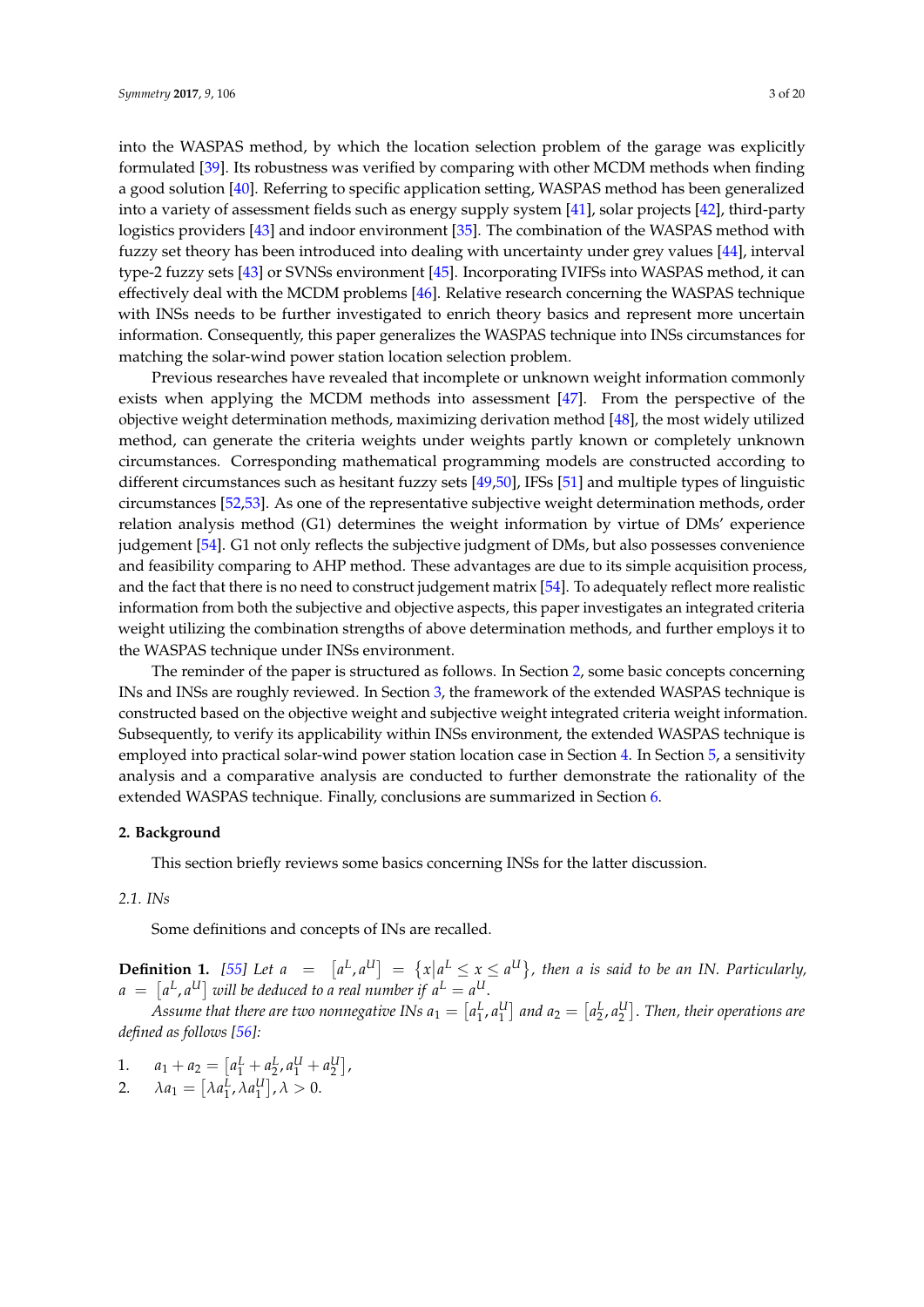into the WASPAS method, by which the location selection problem of the garage was explicitly formulated [39]. Its robustness was verified by comparing with other MCDM methods when finding a good solution [40]. Referring to specific application setting, WASPAS method has been generalized into a variety of assessment fields such as energy supply system [41], solar projects [42], third-party logistics providers [43] and indoor environment [35]. The combination of the WASPAS method with fuzzy set theory has been introduced into dealing with uncertainty under grey values [44], interval type-2 fuzzy sets [43] or SVNSs environment [45]. Incorporating IVIFSs into WASPAS method, it can effectively deal with the MCDM problems [46]. Relative research concerning the WASPAS technique with INSs needs to be further investigated to enrich theory basics and represent more uncertain information. Consequently, this paper generalizes the WASPAS technique into INSs circumstances for matching the solar-wind power station location selection problem.

Previous researches have revealed that incomplete or unknown weight information commonly exists when applying the MCDM methods into assessment [47]. From the perspective of the objective weight determination methods, maximizing derivation method [48], the most widely utilized method, can generate the criteria weights under weights partly known or completely unknown circumstances. Corresponding mathematical programming models are constructed according to different circumstances such as hesitant fuzzy sets [49,50], IFSs [51] and multiple types of linguistic circumstances [52,53]. As one of the representative subjective weight determination methods, order relation analysis method (G1) determines the weight information by virtue of DMs' experience judgement [54]. G1 not only reflects the subjective judgment of DMs, but also possesses convenience and feasibility comparing to AHP method. These advantages are due to its simple acquisition process, and the fact that there is no need to construct judgement matrix [54]. To adequately reflect more realistic information from both the subjective and objective aspects, this paper investigates an integrated criteria weight utilizing the combination strengths of above determination methods, and further employs it to the WASPAS technique under INSs environment.

The reminder of the paper is structured as follows. In Section 2, some basic concepts concerning INs and INSs are roughly reviewed. In Section 3, the framework of the extended WASPAS technique is constructed based on the objective weight and subjective weight integrated criteria weight information. Subsequently, to verify its applicability within INSs environment, the extended WASPAS technique is employed into practical solar-wind power station location case in Section 4. In Section 5, a sensitivity analysis and a comparative analysis are conducted to further demonstrate the rationality of the extended WASPAS technique. Finally, conclusions are summarized in Section 6.

## 2. Background

This section briefly reviews some basics concerning INSs for the latter discussion.

### 2.1. INs

Some definitions and concepts of INs are recalled.

**Definition 1.** *[55] Let* $a = [a^L, a^U] = \{x | a^L \leq x \leq a^U\}$*, then a is said to be an IN. Particularly,* $a = [a^L, a^U]$ *will be deduced to a real number if* $a^L = a^U$*.*

*Assume that there are two nonnegative INs* $a_1 = [a_1^L, a_1^U]$ *and* $a_2 = [a_2^L, a_2^U]$*. Then, their operations are defined as follows [56]:*

1. $a_1 + a_2 = [a_1^L + a_2^L, a_1^U + a_2^U]$,
2. $\lambda a_1 = [\lambda a_1^L, \lambda a_1^U], \lambda > 0$.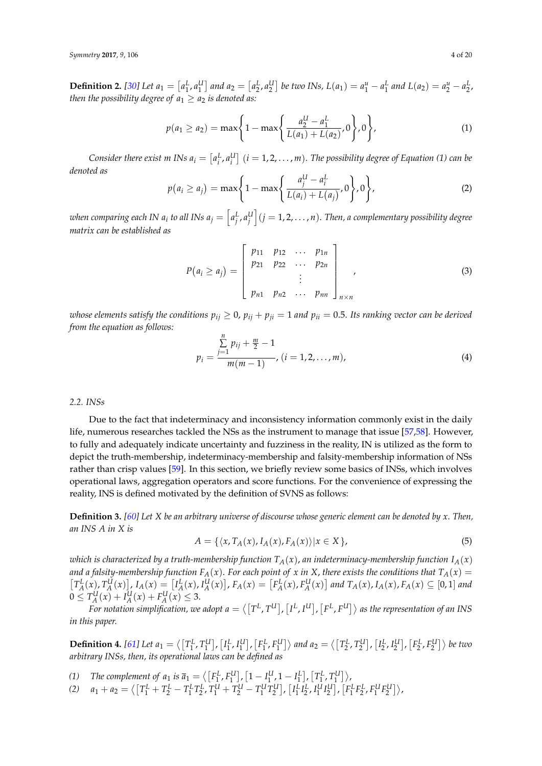**Definition 2.** *[30] Let $a_1 = \left[a_1^L, a_1^U\right]$ and $a_2 = \left[a_2^L, a_2^U\right]$ be two INs, $L(a_1) = a_1^u - a_1^L$ and $L(a_2) = a_2^u - a_2^L$, then the possibility degree of $a_1 \geq a_2$ is denoted as:*

$$p(a_1 \geq a_2) = \max\left\{1 - \max\left\{\frac{a_2^U - a_1^L}{L(a_1) + L(a_2)}, 0\right\}, 0\right\}, \tag{1}$$

*Consider there exist $m$ INs $a_i = \left[a_i^L, a_i^U\right]$ $(i = 1, 2, \ldots, m)$. The possibility degree of Equation (1) can be denoted as*

$$p(a_i \geq a_j) = \max\left\{1 - \max\left\{\frac{a_j^U - a_i^L}{L(a_i) + L(a_j)}, 0\right\}, 0\right\}, \tag{2}$$

*when comparing each IN $a_i$ to all INs $a_j = \left[a_j^L, a_j^U\right]$ $(j = 1, 2, \ldots, n)$. Then, a complementary possibility degree matrix can be established as*

$$P(a_i \geq a_j) = \begin{bmatrix} p_{11} & p_{12} & \cdots & p_{1n} \\ p_{21} & p_{22} & \cdots & p_{2n} \\ & & \vdots & \\ p_{n1} & p_{n2} & \cdots & p_{nn} \end{bmatrix}_{n \times n}, \tag{3}$$

*whose elements satisfy the conditions $p_{ij} \geq 0$, $p_{ij} + p_{ji} = 1$ and $p_{ii} = 0.5$. Its ranking vector can be derived from the equation as follows:*

$$p_i = \frac{\sum\limits_{j=1}^{n} p_{ij} + \frac{m}{2} - 1}{m(m-1)}, (i = 1, 2, \ldots, m), \tag{4}$$

### 2.2. INSs

Due to the fact that indeterminacy and inconsistency information commonly exist in the daily life, numerous researches tackled the NSs as the instrument to manage that issue [57,58]. However, to fully and adequately indicate uncertainty and fuzziness in the reality, IN is utilized as the form to depict the truth-membership, indeterminacy-membership and falsity-membership information of NSs rather than crisp values [59]. In this section, we briefly review some basics of INSs, which involves operational laws, aggregation operators and score functions. For the convenience of expressing the reality, INS is defined motivated by the definition of SVNS as follows:

**Definition 3.** *[60] Let $X$ be an arbitrary universe of discourse whose generic element can be denoted by $x$. Then, an INS $A$ in $X$ is*

$$A = \{\langle x, T_A(x), I_A(x), F_A(x)\rangle | x \in X\}, \tag{5}$$

*which is characterized by a truth-membership function $T_A(x)$, an indeterminacy-membership function $I_A(x)$ and a falsity-membership function $F_A(x)$. For each point of $x$ in $X$, there exists the conditions that $T_A(x) = \left[T_A^L(x), T_A^U(x)\right]$, $I_A(x) = \left[I_A^L(x), I_A^U(x)\right]$, $F_A(x) = \left[F_A^L(x), F_A^U(x)\right]$ and $T_A(x), I_A(x), F_A(x) \subseteq [0,1]$ and $0 \leq T_A^U(x) + I_A^U(x) + F_A^U(x) \leq 3$.*

*For notation simplification, we adopt $a = \left\langle \left[T^L, T^U\right], \left[I^L, I^U\right], \left[F^L, F^U\right] \right\rangle$ as the representation of an INS in this paper.*

**Definition 4.** *[61] Let $a_1 = \left\langle \left[T_1^L, T_1^U\right], \left[I_1^L, I_1^U\right], \left[F_1^L, F_1^U\right] \right\rangle$ and $a_2 = \left\langle \left[T_2^L, T_2^U\right], \left[I_2^L, I_2^U\right], \left[F_2^L, F_2^U\right] \right\rangle$ be two arbitrary INSs, then, its operational laws can be defined as*

(1) *The complement of $a_1$ is $\bar{a}_1 = \left\langle \left[F_1^L, F_1^U\right], \left[1 - I_1^U, 1 - I_1^L\right], \left[T_1^L, T_1^U\right] \right\rangle$,*

(2) $a_1 + a_2 = \left\langle \left[T_1^L + T_2^L - T_1^L T_2^L, T_1^U + T_2^U - T_1^U T_2^U\right], \left[I_1^L I_2^L, I_1^U I_2^U\right], \left[F_1^L F_2^L, F_1^U F_2^U\right] \right\rangle$,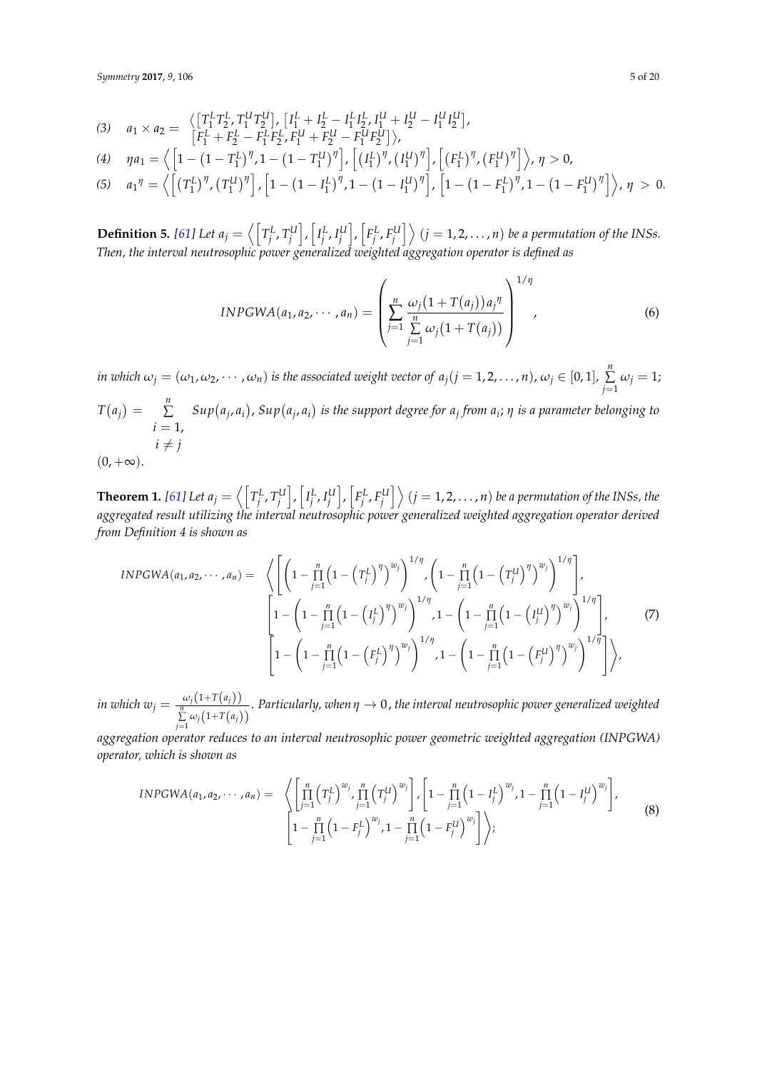(3) $a_1 \times a_2 = \left\langle \begin{array}{l} \left[T_1^L T_2^L, T_1^U T_2^U\right], \left[I_1^L + I_2^L - I_1^L I_2^L, I_1^U + I_2^U - I_1^U I_2^U\right], \\ \left[F_1^L + F_2^L - F_1^L F_2^L, F_1^U + F_2^U - F_1^U F_2^U\right] \end{array} \right\rangle$,

(4) $\eta a_1 = \left\langle \left[1 - \left(1 - T_1^L\right)^\eta, 1 - \left(1 - T_1^U\right)^\eta\right], \left[\left(I_1^L\right)^\eta, \left(I_1^U\right)^\eta\right], \left[\left(F_1^L\right)^\eta, \left(F_1^U\right)^\eta\right] \right\rangle$, $\eta > 0$,

(5) $a_1{}^\eta = \left\langle \left[\left(T_1^L\right)^\eta, \left(T_1^U\right)^\eta\right], \left[1 - \left(1 - I_1^L\right)^\eta, 1 - \left(1 - I_1^U\right)^\eta\right], \left[1 - \left(1 - F_1^L\right)^\eta, 1 - \left(1 - F_1^U\right)^\eta\right] \right\rangle$, $\eta > 0$.

**Definition 5.** *[61] Let $a_j = \left\langle \left[T_j^L, T_j^U\right], \left[I_j^L, I_j^U\right], \left[F_j^L, F_j^U\right] \right\rangle$ $(j = 1, 2, \ldots, n)$ be a permutation of the INSs. Then, the interval neutrosophic power generalized weighted aggregation operator is defined as*

$$INPGWA(a_1, a_2, \cdots, a_n) = \left( \sum_{j=1}^{n} \frac{\omega_j \left(1 + T(a_j)\right) a_j{}^\eta}{\sum\limits_{j=1}^{n} \omega_j \left(1 + T(a_j)\right)} \right)^{1/\eta}, \tag{6}$$

*in which $\omega_j = (\omega_1, \omega_2, \cdots, \omega_n)$ is the associated weight vector of $a_j (j = 1, 2, \ldots, n)$, $\omega_j \in [0, 1]$, $\sum\limits_{j=1}^{n} \omega_j = 1$; $T(a_j) = \sum\limits_{i=1, i \neq j}^{n} Sup(a_j, a_i)$, $Sup(a_j, a_i)$ is the support degree for $a_j$ from $a_i$; $\eta$ is a parameter belonging to $(0, +\infty)$.*

**Theorem 1.** *[61] Let $a_j = \left\langle \left[T_j^L, T_j^U\right], \left[I_j^L, I_j^U\right], \left[F_j^L, F_j^U\right] \right\rangle$ $(j = 1, 2, \ldots, n)$ be a permutation of the INSs, the aggregated result utilizing the interval neutrosophic power generalized weighted aggregation operator derived from Definition 4 is shown as*

$$INPGWA(a_1, a_2, \cdots, a_n) = \left\langle \begin{array}{l} \left[ \left(1 - \prod\limits_{j=1}^{n} \left(1 - \left(T_j^L\right)^\eta\right)^{w_j}\right)^{1/\eta}, \left(1 - \prod\limits_{j=1}^{n} \left(1 - \left(T_j^U\right)^\eta\right)^{w_j}\right)^{1/\eta} \right], \\ \left[ 1 - \left(1 - \prod\limits_{j=1}^{n} \left(1 - \left(I_j^L\right)^\eta\right)^{w_j}\right)^{1/\eta}, 1 - \left(1 - \prod\limits_{j=1}^{n} \left(1 - \left(I_j^U\right)^\eta\right)^{w_j}\right)^{1/\eta} \right], \\ \left[ 1 - \left(1 - \prod\limits_{j=1}^{n} \left(1 - \left(F_j^L\right)^\eta\right)^{w_j}\right)^{1/\eta}, 1 - \left(1 - \prod\limits_{j=1}^{n} \left(1 - \left(F_j^U\right)^\eta\right)^{w_j}\right)^{1/\eta} \right] \end{array} \right\rangle, \tag{7}$$

*in which $w_j = \frac{\omega_j (1 + T(a_j))}{\sum\limits_{j=1}^{n} \omega_j (1 + T(a_j))}$. Particularly, when $\eta \to 0$, the interval neutrosophic power generalized weighted aggregation operator reduces to an interval neutrosophic power geometric weighted aggregation (INPGWA) operator, which is shown as*

$$INPGWA(a_1, a_2, \cdots, a_n) = \left\langle \begin{array}{l} \left[ \prod\limits_{j=1}^{n} \left(T_j^L\right)^{w_j}, \prod\limits_{j=1}^{n} \left(T_j^U\right)^{w_j} \right], \left[ 1 - \prod\limits_{j=1}^{n} \left(1 - I_j^L\right)^{w_j}, 1 - \prod\limits_{j=1}^{n} \left(1 - I_j^U\right)^{w_j} \right], \\ \left[ 1 - \prod\limits_{j=1}^{n} \left(1 - F_j^L\right)^{w_j}, 1 - \prod\limits_{j=1}^{n} \left(1 - F_j^U\right)^{w_j} \right] \end{array} \right\rangle; \tag{8}$$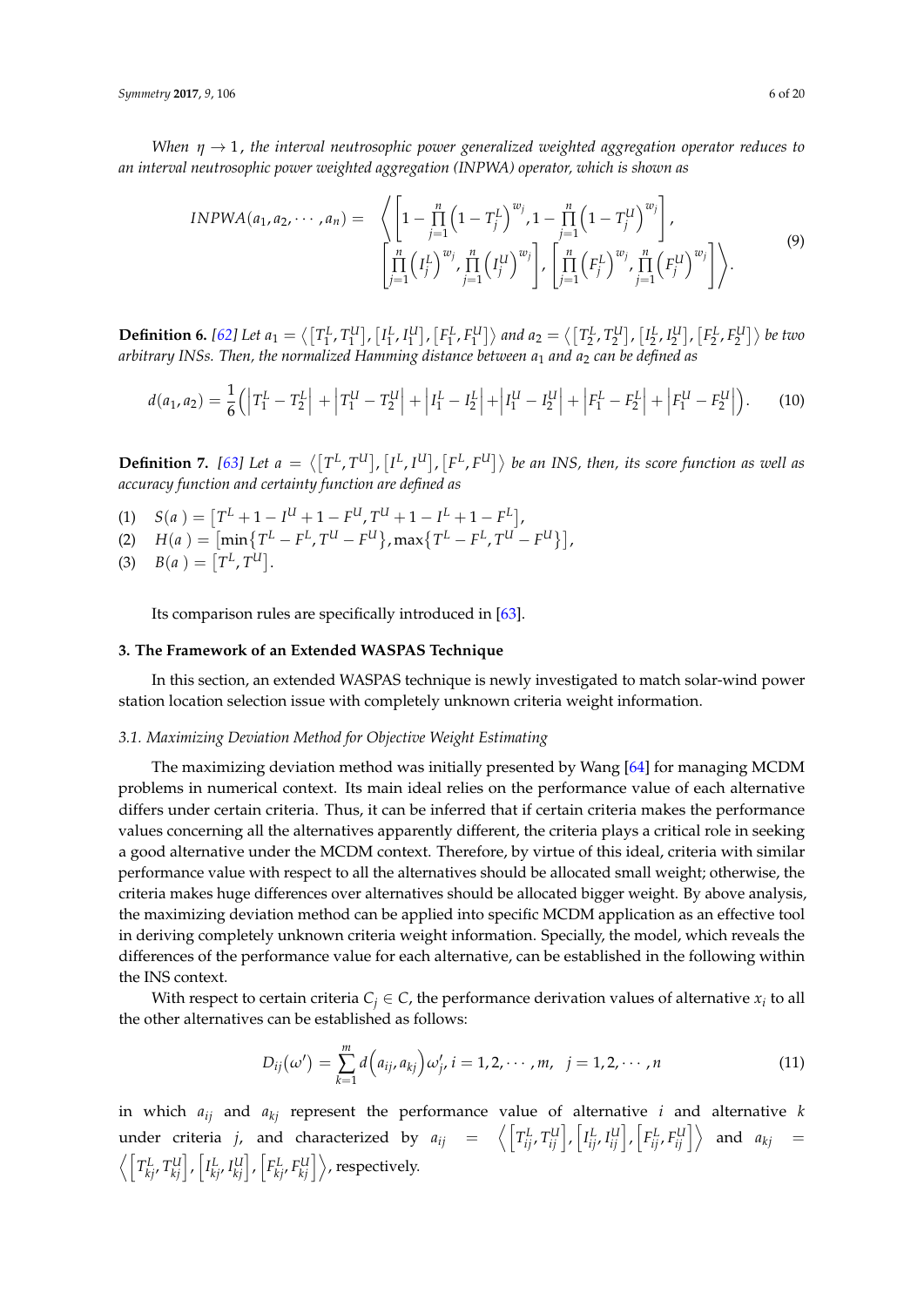*When $\eta \to 1$, the interval neutrosophic power generalized weighted aggregation operator reduces to an interval neutrosophic power weighted aggregation (INPWA) operator, which is shown as*

$$INPWA(a_1, a_2, \cdots, a_n) = \left\langle \begin{array}{l} \left[1 - \prod\limits_{j=1}^{n}\left(1 - T_j^L\right)^{w_j}, 1 - \prod\limits_{j=1}^{n}\left(1 - T_j^U\right)^{w_j}\right], \\ \left[\prod\limits_{j=1}^{n}\left(I_j^L\right)^{w_j}, \prod\limits_{j=1}^{n}\left(I_j^U\right)^{w_j}\right], \left[\prod\limits_{j=1}^{n}\left(F_j^L\right)^{w_j}, \prod\limits_{j=1}^{n}\left(F_j^U\right)^{w_j}\right] \end{array} \right\rangle. \tag{9}$$

**Definition 6.** *[62] Let $a_1 = \left\langle \left[T_1^L, T_1^U\right], \left[I_1^L, I_1^U\right], \left[F_1^L, F_1^U\right] \right\rangle$ and $a_2 = \left\langle \left[T_2^L, T_2^U\right], \left[I_2^L, I_2^U\right], \left[F_2^L, F_2^U\right] \right\rangle$ be two arbitrary INSs. Then, the normalized Hamming distance between $a_1$ and $a_2$ can be defined as*

$$d(a_1, a_2) = \frac{1}{6}\left(\left|T_1^L - T_2^L\right| + \left|T_1^U - T_2^U\right| + \left|I_1^L - I_2^L\right| + \left|I_1^U - I_2^U\right| + \left|F_1^L - F_2^L\right| + \left|F_1^U - F_2^U\right|\right). \tag{10}$$

**Definition 7.** *[63] Let $a = \left\langle \left[T^L, T^U\right], \left[I^L, I^U\right], \left[F^L, F^U\right] \right\rangle$ be an INS, then, its score function as well as accuracy function and certainty function are defined as*

(1) $S(a) = \left[T^L + 1 - I^U + 1 - F^U, T^U + 1 - I^L + 1 - F^L\right]$,
(2) $H(a) = \left[\min\left\{T^L - F^L, T^U - F^U\right\}, \max\left\{T^L - F^L, T^U - F^U\right\}\right]$,
(3) $B(a) = \left[T^L, T^U\right]$.

Its comparison rules are specifically introduced in [63].

## 3. The Framework of an Extended WASPAS Technique

In this section, an extended WASPAS technique is newly investigated to match solar-wind power station location selection issue with completely unknown criteria weight information.

### *3.1. Maximizing Deviation Method for Objective Weight Estimating*

The maximizing deviation method was initially presented by Wang [64] for managing MCDM problems in numerical context. Its main ideal relies on the performance value of each alternative differs under certain criteria. Thus, it can be inferred that if certain criteria makes the performance values concerning all the alternatives apparently different, the criteria plays a critical role in seeking a good alternative under the MCDM context. Therefore, by virtue of this ideal, criteria with similar performance value with respect to all the alternatives should be allocated small weight; otherwise, the criteria makes huge differences over alternatives should be allocated bigger weight. By above analysis, the maximizing deviation method can be applied into specific MCDM application as an effective tool in deriving completely unknown criteria weight information. Specially, the model, which reveals the differences of the performance value for each alternative, can be established in the following within the INS context.

With respect to certain criteria $C_j \in C$, the performance derivation values of alternative $x_i$ to all the other alternatives can be established as follows:

$$D_{ij}(\omega') = \sum_{k=1}^{m} d\left(a_{ij}, a_{kj}\right)\omega_j', i = 1, 2, \cdots, m, \quad j = 1, 2, \cdots, n \tag{11}$$

in which $a_{ij}$ and $a_{kj}$ represent the performance value of alternative $i$ and alternative $k$ under criteria $j$, and characterized by $a_{ij} = \left\langle \left[T_{ij}^L, T_{ij}^U\right], \left[I_{ij}^L, I_{ij}^U\right], \left[F_{ij}^L, F_{ij}^U\right] \right\rangle$ and $a_{kj} = \left\langle \left[T_{kj}^L, T_{kj}^U\right], \left[I_{kj}^L, I_{kj}^U\right], \left[F_{kj}^L, F_{kj}^U\right] \right\rangle$, respectively.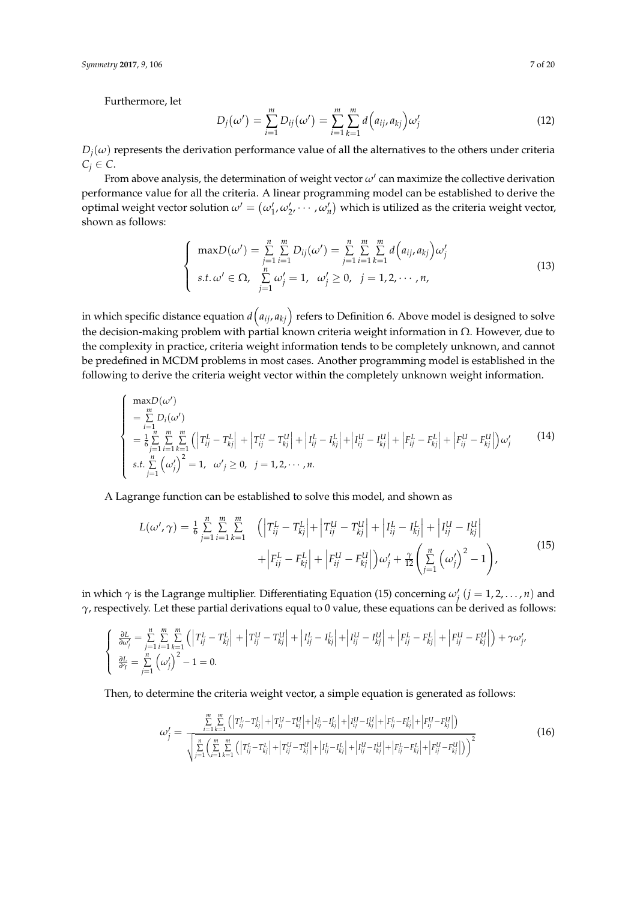Furthermore, let

$$D_j(\omega') = \sum_{i=1}^{m} D_{ij}(\omega') = \sum_{i=1}^{m}\sum_{k=1}^{m} d\left(a_{ij}, a_{kj}\right)\omega'_j \tag{12}$$

$D_j(\omega)$ represents the derivation performance value of all the alternatives to the others under criteria $C_j \in C$.

From above analysis, the determination of weight vector $\omega'$ can maximize the collective derivation performance value for all the criteria. A linear programming model can be established to derive the optimal weight vector solution $\omega' = \left(\omega'_1, \omega'_2, \cdots, \omega'_n\right)$ which is utilized as the criteria weight vector, shown as follows:

$$\begin{cases} \max D(\omega') = \sum\limits_{j=1}^{n}\sum\limits_{i=1}^{m} D_{ij}(\omega') = \sum\limits_{j=1}^{n}\sum\limits_{i=1}^{m}\sum\limits_{k=1}^{m} d\left(a_{ij}, a_{kj}\right)\omega'_j \\ s.t.\ \omega' \in \Omega, \quad \sum\limits_{j=1}^{n} \omega'_j = 1, \quad \omega'_j \geq 0, \quad j = 1, 2, \cdots, n, \end{cases} \tag{13}$$

in which specific distance equation $d\left(a_{ij}, a_{kj}\right)$ refers to Definition 6. Above model is designed to solve the decision-making problem with partial known criteria weight information in $\Omega$. However, due to the complexity in practice, criteria weight information tends to be completely unknown, and cannot be predefined in MCDM problems in most cases. Another programming model is established in the following to derive the criteria weight vector within the completely unknown weight information.

$$\begin{cases} \max D(\omega') \\ = \sum\limits_{i=1}^{m} D_i(\omega') \\ = \frac{1}{6}\sum\limits_{j=1}^{n}\sum\limits_{i=1}^{m}\sum\limits_{k=1}^{m}\left(\left|T_{ij}^L - T_{kj}^L\right| + \left|T_{ij}^U - T_{kj}^U\right| + \left|I_{ij}^L - I_{kj}^L\right| + \left|I_{ij}^U - I_{kj}^U\right| + \left|F_{ij}^L - F_{kj}^L\right| + \left|F_{ij}^U - F_{kj}^U\right|\right)\omega'_j \\ s.t.\ \sum\limits_{j=1}^{n}\left(\omega'_j\right)^2 = 1, \quad \omega'_j \geq 0, \quad j = 1, 2, \cdots, n. \end{cases} \tag{14}$$

A Lagrange function can be established to solve this model, and shown as

$$\begin{aligned} L(\omega', \gamma) = \frac{1}{6}\sum_{j=1}^{n}\sum_{i=1}^{m}\sum_{k=1}^{m} & \left(\left|T_{ij}^L - T_{kj}^L\right| + \left|T_{ij}^U - T_{kj}^U\right| + \left|I_{ij}^L - I_{kj}^L\right| + \left|I_{ij}^U - I_{kj}^U\right|\right. \\ & \left. + \left|F_{ij}^L - F_{kj}^L\right| + \left|F_{ij}^U - F_{kj}^U\right|\right)\omega'_j + \frac{\gamma}{12}\left(\sum_{j=1}^{n}\left(\omega'_j\right)^2 - 1\right), \end{aligned} \tag{15}$$

in which $\gamma$ is the Lagrange multiplier. Differentiating Equation (15) concerning $\omega'_j$ $(j = 1, 2, \ldots, n)$ and $\gamma$, respectively. Let these partial derivations equal to 0 value, these equations can be derived as follows:

$$\begin{cases} \frac{\partial L}{\partial \omega'_j} = \sum\limits_{j=1}^{n}\sum\limits_{i=1}^{m}\sum\limits_{k=1}^{m}\left(\left|T_{ij}^L - T_{kj}^L\right| + \left|T_{ij}^U - T_{kj}^U\right| + \left|I_{ij}^L - I_{kj}^L\right| + \left|I_{ij}^U - I_{kj}^U\right| + \left|F_{ij}^L - F_{kj}^L\right| + \left|F_{ij}^U - F_{kj}^U\right|\right) + \gamma\omega'_j, \\ \frac{\partial L}{\partial \gamma} = \sum\limits_{j=1}^{n}\left(\omega'_j\right)^2 - 1 = 0. \end{cases}$$

Then, to determine the criteria weight vector, a simple equation is generated as follows:

$$\omega'_j = \frac{\sum\limits_{i=1}^{m}\sum\limits_{k=1}^{m}\left(\left|T_{ij}^L - T_{kj}^L\right| + \left|T_{ij}^U - T_{kj}^U\right| + \left|I_{ij}^L - I_{kj}^L\right| + \left|I_{ij}^U - I_{kj}^U\right| + \left|F_{ij}^L - F_{kj}^L\right| + \left|F_{ij}^U - F_{kj}^U\right|\right)}{\sqrt{\sum\limits_{j=1}^{n}\left(\sum\limits_{i=1}^{m}\sum\limits_{k=1}^{m}\left(\left|T_{ij}^L - T_{kj}^L\right| + \left|T_{ij}^U - T_{kj}^U\right| + \left|I_{ij}^L - I_{kj}^L\right| + \left|I_{ij}^U - I_{kj}^U\right| + \left|F_{ij}^L - F_{kj}^L\right| + \left|F_{ij}^U - F_{kj}^U\right|\right)\right)^2}} \tag{16}$$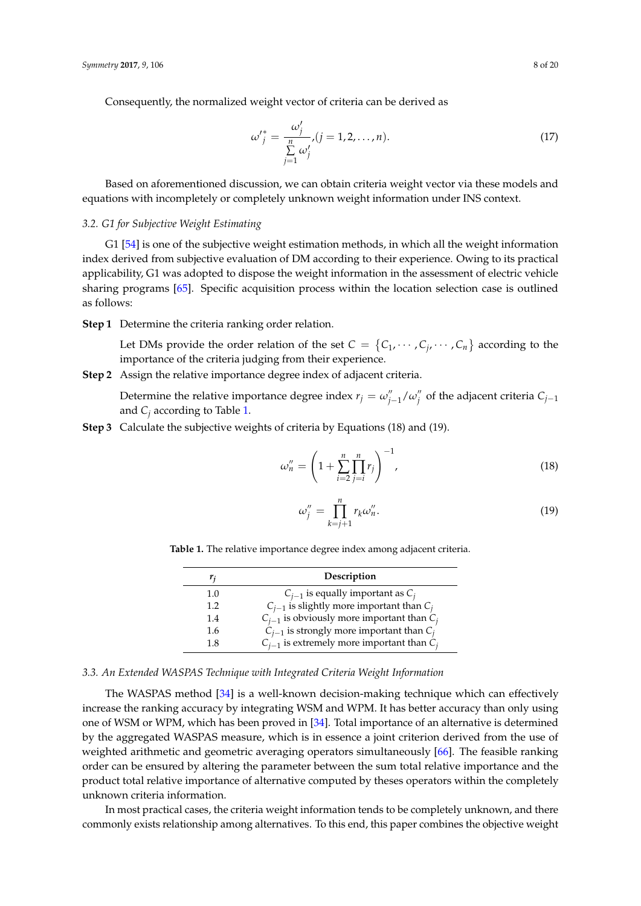Consequently, the normalized weight vector of criteria can be derived as

$$\omega'^{*}_j = \frac{\omega'_j}{\sum\limits_{j=1}^{n} \omega'_j}, (j = 1, 2, \ldots, n). \tag{17}$$

Based on aforementioned discussion, we can obtain criteria weight vector via these models and equations with incompletely or completely unknown weight information under INS context.

### *3.2. G1 for Subjective Weight Estimating*

G1 [54] is one of the subjective weight estimation methods, in which all the weight information index derived from subjective evaluation of DM according to their experience. Owing to its practical applicability, G1 was adopted to dispose the weight information in the assessment of electric vehicle sharing programs [65]. Specific acquisition process within the location selection case is outlined as follows:

**Step 1** Determine the criteria ranking order relation.

Let DMs provide the order relation of the set $C = \{C_1, \cdots, C_j, \cdots, C_n\}$ according to the importance of the criteria judging from their experience.

**Step 2** Assign the relative importance degree index of adjacent criteria.

Determine the relative importance degree index $r_j = \omega''_{j-1} / \omega''_j$ of the adjacent criteria $C_{j-1}$ and $C_j$ according to Table 1.

**Step 3** Calculate the subjective weights of criteria by Equations (18) and (19).

$$\omega''_n = \left(1 + \sum_{i=2}^{n} \prod_{j=i}^{n} r_j\right)^{-1}, \tag{18}$$

$$\omega''_j = \prod_{k=j+1}^{n} r_k \omega''_n. \tag{19}$$

**Table 1.** The relative importance degree index among adjacent criteria.

| $r_j$ | Description |
|---|---|
| 1.0 | $C_{j-1}$ is equally important as $C_j$ |
| 1.2 | $C_{j-1}$ is slightly more important than $C_j$ |
| 1.4 | $C_{j-1}$ is obviously more important than $C_j$ |
| 1.6 | $C_{j-1}$ is strongly more important than $C_j$ |
| 1.8 | $C_{j-1}$ is extremely more important than $C_j$ |

### *3.3. An Extended WASPAS Technique with Integrated Criteria Weight Information*

The WASPAS method [34] is a well-known decision-making technique which can effectively increase the ranking accuracy by integrating WSM and WPM. It has better accuracy than only using one of WSM or WPM, which has been proved in [34]. Total importance of an alternative is determined by the aggregated WASPAS measure, which is in essence a joint criterion derived from the use of weighted arithmetic and geometric averaging operators simultaneously [66]. The feasible ranking order can be ensured by altering the parameter between the sum total relative importance and the product total relative importance of alternative computed by theses operators within the completely unknown criteria information.

In most practical cases, the criteria weight information tends to be completely unknown, and there commonly exists relationship among alternatives. To this end, this paper combines the objective weight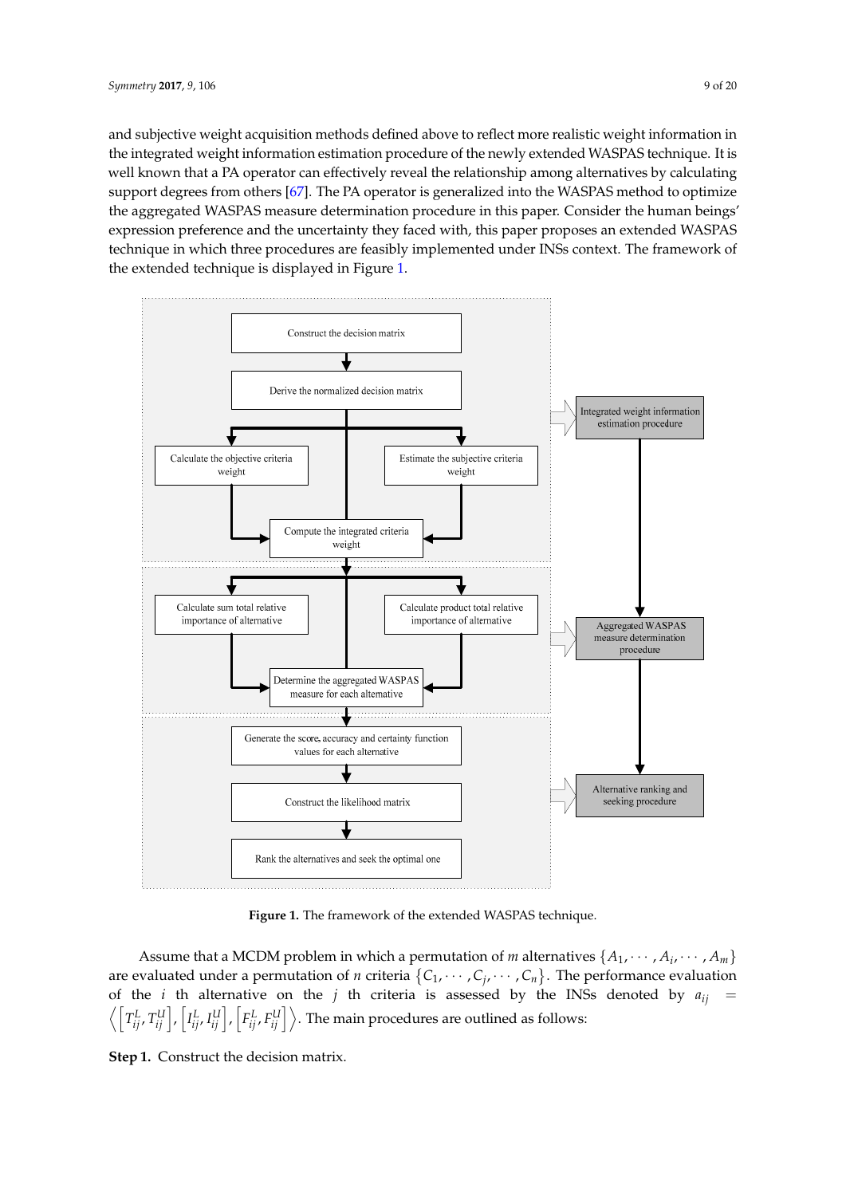and subjective weight acquisition methods defined above to reflect more realistic weight information in the integrated weight information estimation procedure of the newly extended WASPAS technique. It is well known that a PA operator can effectively reveal the relationship among alternatives by calculating support degrees from others [67]. The PA operator is generalized into the WASPAS method to optimize the aggregated WASPAS measure determination procedure in this paper. Consider the human beings' expression preference and the uncertainty they faced with, this paper proposes an extended WASPAS technique in which three procedures are feasibly implemented under INSs context. The framework of the extended technique is displayed in Figure 1.

**Figure 1.** The framework of the extended WASPAS technique.

Assume that a MCDM problem in which a permutation of $m$ alternatives $\{A_1, \cdots, A_i, \cdots, A_m\}$ are evaluated under a permutation of $n$ criteria $\{C_1, \cdots, C_j, \cdots, C_n\}$. The performance evaluation of the $i$ th alternative on the $j$ th criteria is assessed by the INSs denoted by $a_{ij} = \left\langle \left[T_{ij}^L, T_{ij}^U\right], \left[I_{ij}^L, I_{ij}^U\right], \left[F_{ij}^L, F_{ij}^U\right] \right\rangle$. The main procedures are outlined as follows:

**Step 1.** Construct the decision matrix.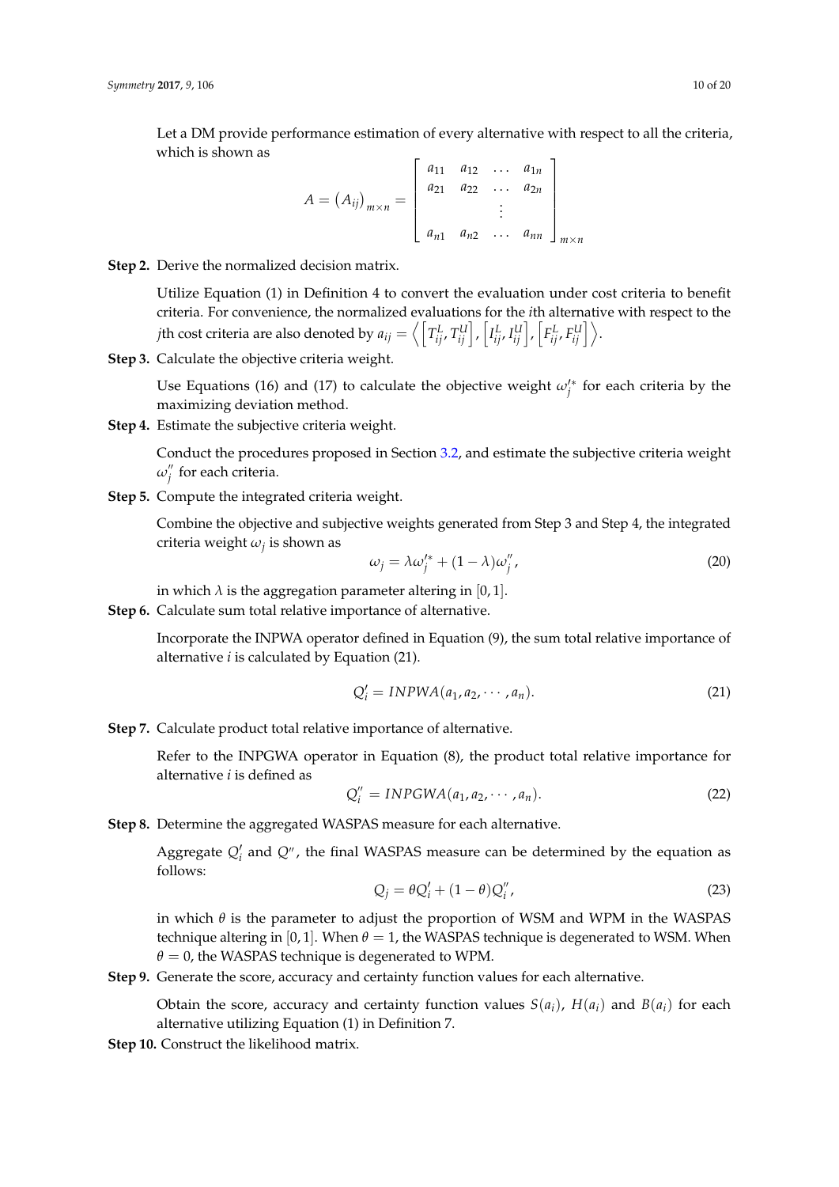Let a DM provide performance estimation of every alternative with respect to all the criteria, which is shown as

$$A = \left(A_{ij}\right)_{m \times n} = \begin{bmatrix} a_{11} & a_{12} & \dots & a_{1n} \\ a_{21} & a_{22} & \dots & a_{2n} \\ & & \vdots & \\ a_{n1} & a_{n2} & \dots & a_{nn} \end{bmatrix}_{m \times n}$$

**Step 2.** Derive the normalized decision matrix.

Utilize Equation (1) in Definition 4 to convert the evaluation under cost criteria to benefit criteria. For convenience, the normalized evaluations for the $i$th alternative with respect to the $j$th cost criteria are also denoted by $a_{ij} = \left\langle \left[T_{ij}^L, T_{ij}^U\right], \left[I_{ij}^L, I_{ij}^U\right], \left[F_{ij}^L, F_{ij}^U\right] \right\rangle$.

**Step 3.** Calculate the objective criteria weight.

Use Equations (16) and (17) to calculate the objective weight $\omega_j'^*$ for each criteria by the maximizing deviation method.

**Step 4.** Estimate the subjective criteria weight.

Conduct the procedures proposed in Section 3.2, and estimate the subjective criteria weight $\omega_j''$ for each criteria.

**Step 5.** Compute the integrated criteria weight.

Combine the objective and subjective weights generated from Step 3 and Step 4, the integrated criteria weight $\omega_j$ is shown as

$$\omega_j = \lambda \omega_j'^* + (1 - \lambda)\omega_j'', \tag{20}$$

in which $\lambda$ is the aggregation parameter altering in $[0, 1]$.

**Step 6.** Calculate sum total relative importance of alternative.

Incorporate the INPWA operator defined in Equation (9), the sum total relative importance of alternative $i$ is calculated by Equation (21).

$$Q_i' = INPWA(a_1, a_2, \cdots, a_n). \tag{21}$$

**Step 7.** Calculate product total relative importance of alternative.

Refer to the INPGWA operator in Equation (8), the product total relative importance for alternative $i$ is defined as

$$Q_i'' = INPGWA(a_1, a_2, \cdots, a_n). \tag{22}$$

**Step 8.** Determine the aggregated WASPAS measure for each alternative.

Aggregate $Q_i'$ and $Q''$, the final WASPAS measure can be determined by the equation as follows:

$$Q_j = \theta Q_i' + (1 - \theta) Q_i'', \tag{23}$$

in which $\theta$ is the parameter to adjust the proportion of WSM and WPM in the WASPAS technique altering in $[0, 1]$. When $\theta = 1$, the WASPAS technique is degenerated to WSM. When $\theta = 0$, the WASPAS technique is degenerated to WPM.

**Step 9.** Generate the score, accuracy and certainty function values for each alternative.

Obtain the score, accuracy and certainty function values $S(a_i)$, $H(a_i)$ and $B(a_i)$ for each alternative utilizing Equation (1) in Definition 7.

**Step 10.** Construct the likelihood matrix.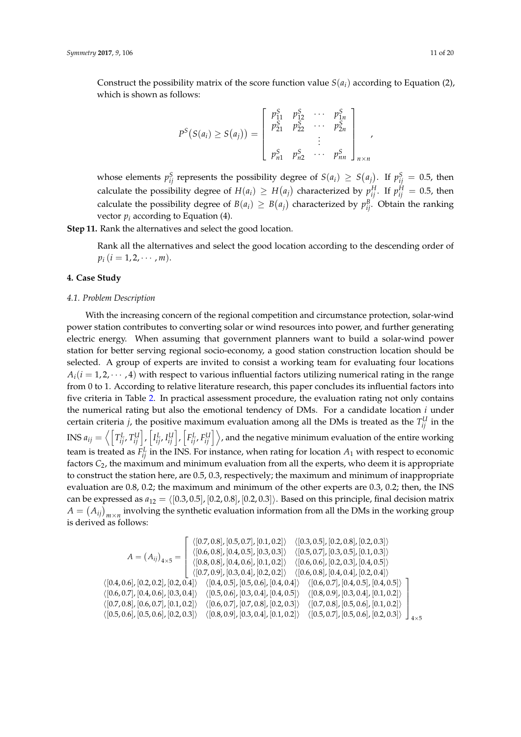Construct the possibility matrix of the score function value $S(a_i)$ according to Equation (2), which is shown as follows:

$$P^S\big(S(a_i) \geq S(a_j)\big) = \begin{bmatrix} p_{11}^S & p_{12}^S & \cdots & p_{1n}^S \\ p_{21}^S & p_{22}^S & \cdots & p_{2n}^S \\ & & \vdots & \\ p_{n1}^S & p_{n2}^S & \cdots & p_{nn}^S \end{bmatrix}_{n \times n},$$

whose elements $p_{ij}^S$ represents the possibility degree of $S(a_i) \geq S(a_j)$. If $p_{ij}^S = 0.5$, then calculate the possibility degree of $H(a_i) \geq H(a_j)$ characterized by $p_{ij}^H$. If $p_{ij}^H = 0.5$, then calculate the possibility degree of $B(a_i) \geq B(a_j)$ characterized by $p_{ij}^B$. Obtain the ranking vector $p_i$ according to Equation (4).

**Step 11.** Rank the alternatives and select the good location.

Rank all the alternatives and select the good location according to the descending order of $p_i\ (i = 1, 2, \cdots, m)$.

## 4. Case Study

### *4.1. Problem Description*

With the increasing concern of the regional competition and circumstance protection, solar-wind power station contributes to converting solar or wind resources into power, and further generating electric energy. When assuming that government planners want to build a solar-wind power station for better serving regional socio-economy, a good station construction location should be selected. A group of experts are invited to consist a working team for evaluating four locations $A_i (i = 1, 2, \cdots, 4)$ with respect to various influential factors utilizing numerical rating in the range from 0 to 1. According to relative literature research, this paper concludes its influential factors into five criteria in Table 2. In practical assessment procedure, the evaluation rating not only contains the numerical rating but also the emotional tendency of DMs. For a candidate location $i$ under certain criteria $j$, the positive maximum evaluation among all the DMs is treated as the $T_{ij}^U$ in the INS $a_{ij} = \left\langle \left[T_{ij}^L, T_{ij}^U\right], \left[I_{ij}^L, I_{ij}^U\right], \left[F_{ij}^L, F_{ij}^U\right] \right\rangle$, and the negative minimum evaluation of the entire working team is treated as $F_{ij}^L$ in the INS. For instance, when rating for location $A_1$ with respect to economic factors $C_2$, the maximum and minimum evaluation from all the experts, who deem it is appropriate to construct the station here, are 0.5, 0.3, respectively; the maximum and minimum of inappropriate evaluation are 0.8, 0.2; the maximum and minimum of the other experts are 0.3, 0.2; then, the INS can be expressed as $a_{12} = \langle [0.3, 0.5], [0.2, 0.8], [0.2, 0.3] \rangle$. Based on this principle, final decision matrix $A = (A_{ij})_{m \times n}$ involving the synthetic evaluation information from all the DMs in the working group is derived as follows:

$$A = (A_{ij})_{4\times 5} = \begin{bmatrix} \langle [0.7, 0.8], [0.5, 0.7], [0.1, 0.2] \rangle & \langle [0.3, 0.5], [0.2, 0.8], [0.2, 0.3] \rangle & \langle [0.4, 0.6], [0.2, 0.2], [0.2, 0.4] \rangle & \langle [0.4, 0.5], [0.5, 0.6], [0.4, 0.4] \rangle & \langle [0.6, 0.7], [0.4, 0.5], [0.4, 0.5] \rangle \\ \langle [0.6, 0.8], [0.4, 0.5], [0.3, 0.3] \rangle & \langle [0.5, 0.7], [0.3, 0.5], [0.1, 0.3] \rangle & \langle [0.6, 0.7], [0.4, 0.6], [0.3, 0.4] \rangle & \langle [0.5, 0.6], [0.3, 0.4], [0.4, 0.5] \rangle & \langle [0.8, 0.9], [0.3, 0.4], [0.1, 0.2] \rangle \\ \langle [0.8, 0.8], [0.4, 0.6], [0.1, 0.2] \rangle & \langle [0.6, 0.6], [0.2, 0.3], [0.4, 0.5] \rangle & \langle [0.7, 0.8], [0.6, 0.7], [0.1, 0.2] \rangle & \langle [0.6, 0.7], [0.7, 0.8], [0.2, 0.3] \rangle & \langle [0.7, 0.8], [0.5, 0.6], [0.1, 0.2] \rangle \\ \langle [0.7, 0.9], [0.3, 0.4], [0.2, 0.2] \rangle & \langle [0.6, 0.8], [0.4, 0.4], [0.2, 0.4] \rangle & \langle [0.5, 0.6], [0.5, 0.6], [0.2, 0.3] \rangle & \langle [0.8, 0.9], [0.3, 0.4], [0.1, 0.2] \rangle & \langle [0.5, 0.7], [0.5, 0.6], [0.2, 0.3] \rangle \end{bmatrix}_{4\times 5}$$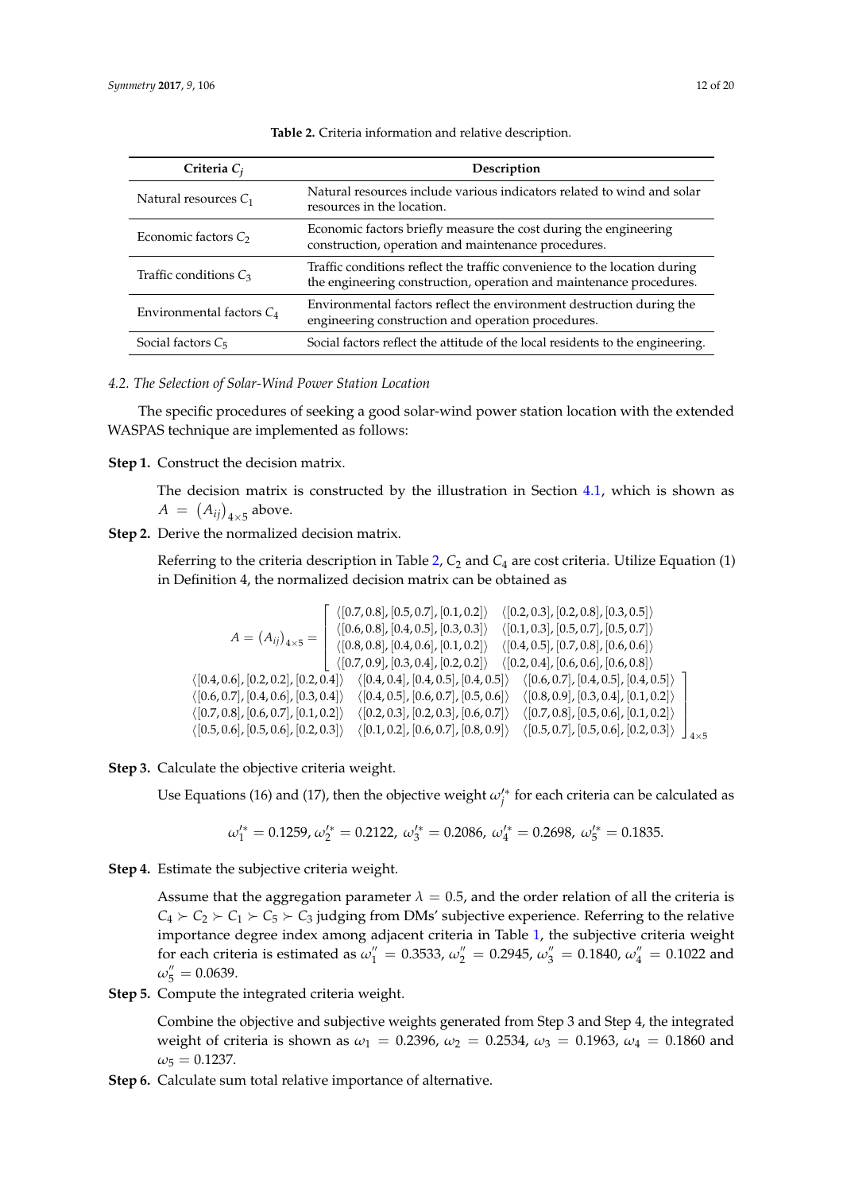**Table 2.** Criteria information and relative description.

| Criteria $C_j$ | Description |
|---|---|
| Natural resources $C_1$ | Natural resources include various indicators related to wind and solar resources in the location. |
| Economic factors $C_2$ | Economic factors briefly measure the cost during the engineering construction, operation and maintenance procedures. |
| Traffic conditions $C_3$ | Traffic conditions reflect the traffic convenience to the location during the engineering construction, operation and maintenance procedures. |
| Environmental factors $C_4$ | Environmental factors reflect the environment destruction during the engineering construction and operation procedures. |
| Social factors $C_5$ | Social factors reflect the attitude of the local residents to the engineering. |

### 4.2. The Selection of Solar-Wind Power Station Location

The specific procedures of seeking a good solar-wind power station location with the extended WASPAS technique are implemented as follows:

**Step 1.** Construct the decision matrix.

The decision matrix is constructed by the illustration in Section 4.1, which is shown as $A = (A_{ij})_{4\times 5}$ above.

**Step 2.** Derive the normalized decision matrix.

Referring to the criteria description in Table 2, $C_2$ and $C_4$ are cost criteria. Utilize Equation (1) in Definition 4, the normalized decision matrix can be obtained as

$$A = (A_{ij})_{4\times 5} = \begin{bmatrix} \langle [0.7,0.8],[0.5,0.7],[0.1,0.2]\rangle & \langle [0.2,0.3],[0.2,0.8],[0.3,0.5]\rangle & \langle [0.4,0.6],[0.2,0.2],[0.2,0.4]\rangle & \langle [0.4,0.4],[0.4,0.5],[0.4,0.5]\rangle & \langle [0.6,0.7],[0.4,0.5],[0.4,0.5]\rangle \\ \langle [0.6,0.8],[0.4,0.5],[0.3,0.3]\rangle & \langle [0.1,0.3],[0.5,0.7],[0.5,0.7]\rangle & \langle [0.6,0.7],[0.4,0.6],[0.3,0.4]\rangle & \langle [0.4,0.5],[0.6,0.7],[0.5,0.6]\rangle & \langle [0.8,0.9],[0.3,0.4],[0.1,0.2]\rangle \\ \langle [0.8,0.8],[0.4,0.6],[0.1,0.2]\rangle & \langle [0.4,0.5],[0.7,0.8],[0.6,0.6]\rangle & \langle [0.7,0.8],[0.6,0.7],[0.1,0.2]\rangle & \langle [0.2,0.3],[0.2,0.3],[0.6,0.7]\rangle & \langle [0.7,0.8],[0.5,0.6],[0.1,0.2]\rangle \\ \langle [0.7,0.9],[0.3,0.4],[0.2,0.2]\rangle & \langle [0.2,0.4],[0.6,0.6],[0.6,0.8]\rangle & \langle [0.5,0.6],[0.5,0.6],[0.2,0.3]\rangle & \langle [0.1,0.2],[0.6,0.7],[0.8,0.9]\rangle & \langle [0.5,0.7],[0.5,0.6],[0.2,0.3]\rangle \end{bmatrix}_{4\times 5}$$

**Step 3.** Calculate the objective criteria weight.

Use Equations (16) and (17), then the objective weight $\omega_j'^*$ for each criteria can be calculated as

$$\omega_1'^* = 0.1259, \omega_2'^* = 0.2122, \omega_3'^* = 0.2086, \omega_4'^* = 0.2698, \omega_5'^* = 0.1835.$$

**Step 4.** Estimate the subjective criteria weight.

Assume that the aggregation parameter $\lambda = 0.5$, and the order relation of all the criteria is $C_4 \succ C_2 \succ C_1 \succ C_5 \succ C_3$ judging from DMs' subjective experience. Referring to the relative importance degree index among adjacent criteria in Table 1, the subjective criteria weight for each criteria is estimated as $\omega_1'' = 0.3533$, $\omega_2'' = 0.2945$, $\omega_3'' = 0.1840$, $\omega_4'' = 0.1022$ and $\omega_5'' = 0.0639$.

**Step 5.** Compute the integrated criteria weight.

Combine the objective and subjective weights generated from Step 3 and Step 4, the integrated weight of criteria is shown as $\omega_1 = 0.2396$, $\omega_2 = 0.2534$, $\omega_3 = 0.1963$, $\omega_4 = 0.1860$ and $\omega_5 = 0.1237$.

**Step 6.** Calculate sum total relative importance of alternative.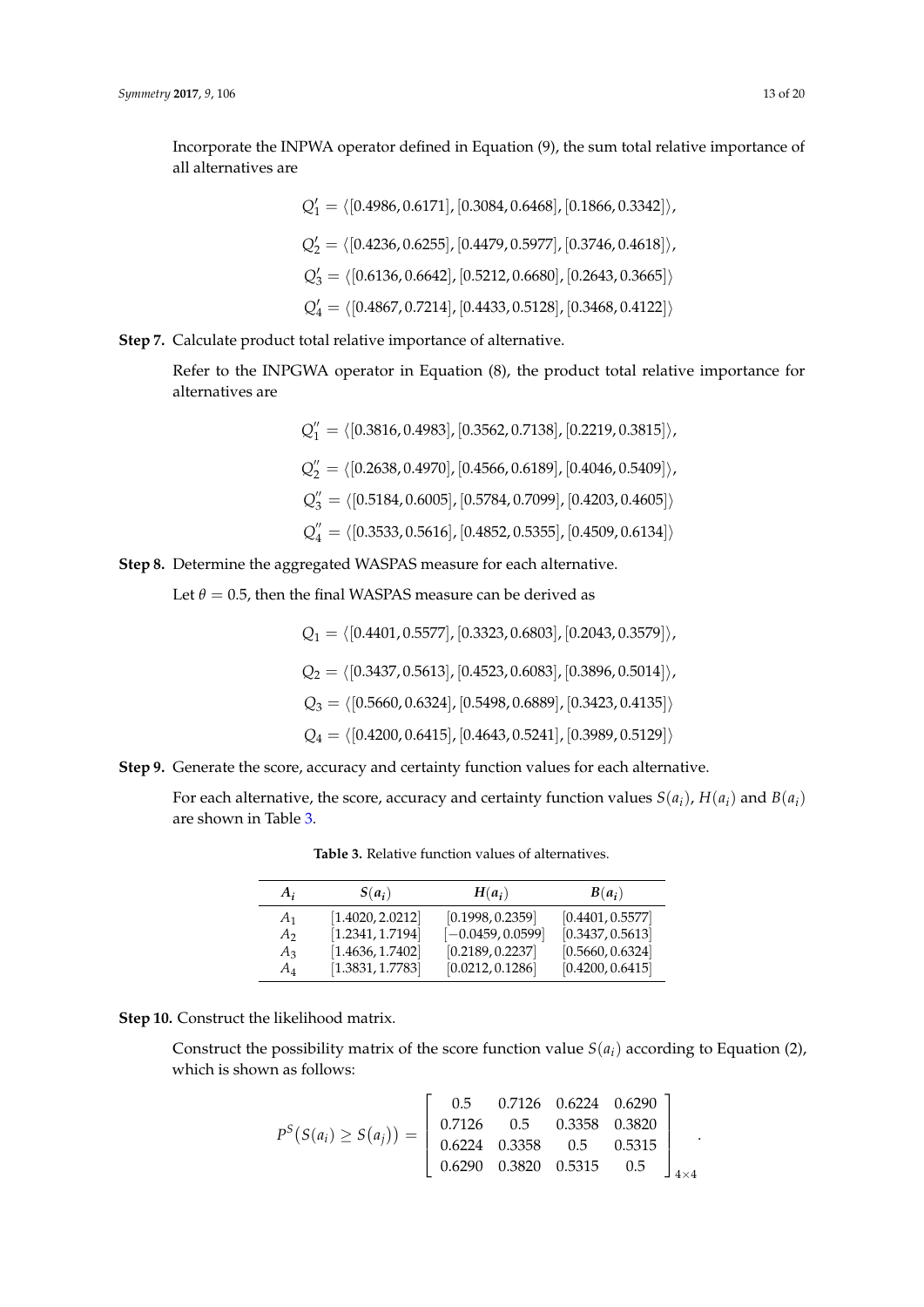Incorporate the INPWA operator defined in Equation (9), the sum total relative importance of all alternatives are

$$Q_1' = \langle [0.4986, 0.6171], [0.3084, 0.6468], [0.1866, 0.3342] \rangle,$$

$$Q_2' = \langle [0.4236, 0.6255], [0.4479, 0.5977], [0.3746, 0.4618] \rangle,$$

$$Q_3' = \langle [0.6136, 0.6642], [0.5212, 0.6680], [0.2643, 0.3665] \rangle$$

$$Q_4' = \langle [0.4867, 0.7214], [0.4433, 0.5128], [0.3468, 0.4122] \rangle$$

**Step 7.** Calculate product total relative importance of alternative.

Refer to the INPGWA operator in Equation (8), the product total relative importance for alternatives are

$$Q_1'' = \langle [0.3816, 0.4983], [0.3562, 0.7138], [0.2219, 0.3815] \rangle,$$

$$Q_2'' = \langle [0.2638, 0.4970], [0.4566, 0.6189], [0.4046, 0.5409] \rangle,$$

$$Q_3'' = \langle [0.5184, 0.6005], [0.5784, 0.7099], [0.4203, 0.4605] \rangle$$

$$Q_4'' = \langle [0.3533, 0.5616], [0.4852, 0.5355], [0.4509, 0.6134] \rangle$$

**Step 8.** Determine the aggregated WASPAS measure for each alternative.

Let $\theta = 0.5$, then the final WASPAS measure can be derived as

$$Q_1 = \langle [0.4401, 0.5577], [0.3323, 0.6803], [0.2043, 0.3579] \rangle,$$

$$Q_2 = \langle [0.3437, 0.5613], [0.4523, 0.6083], [0.3896, 0.5014] \rangle,$$

$$Q_3 = \langle [0.5660, 0.6324], [0.5498, 0.6889], [0.3423, 0.4135] \rangle$$

$$Q_4 = \langle [0.4200, 0.6415], [0.4643, 0.5241], [0.3989, 0.5129] \rangle$$

**Step 9.** Generate the score, accuracy and certainty function values for each alternative.

For each alternative, the score, accuracy and certainty function values $S(a_i)$, $H(a_i)$ and $B(a_i)$ are shown in Table 3.

**Table 3.** Relative function values of alternatives.

| $A_i$ | $S(a_i)$ | $H(a_i)$ | $B(a_i)$ |
|---|---|---|---|
| $A_1$ | [1.4020, 2.0212] | [0.1998, 0.2359] | [0.4401, 0.5577] |
| $A_2$ | [1.2341, 1.7194] | [−0.0459, 0.0599] | [0.3437, 0.5613] |
| $A_3$ | [1.4636, 1.7402] | [0.2189, 0.2237] | [0.5660, 0.6324] |
| $A_4$ | [1.3831, 1.7783] | [0.0212, 0.1286] | [0.4200, 0.6415] |

**Step 10.** Construct the likelihood matrix.

Construct the possibility matrix of the score function value $S(a_i)$ according to Equation (2), which is shown as follows:

$$P^S(S(a_i) \geq S(a_j)) = \begin{bmatrix} 0.5 & 0.7126 & 0.6224 & 0.6290 \\ 0.7126 & 0.5 & 0.3358 & 0.3820 \\ 0.6224 & 0.3358 & 0.5 & 0.5315 \\ 0.6290 & 0.3820 & 0.5315 & 0.5 \end{bmatrix}_{4 \times 4}.$$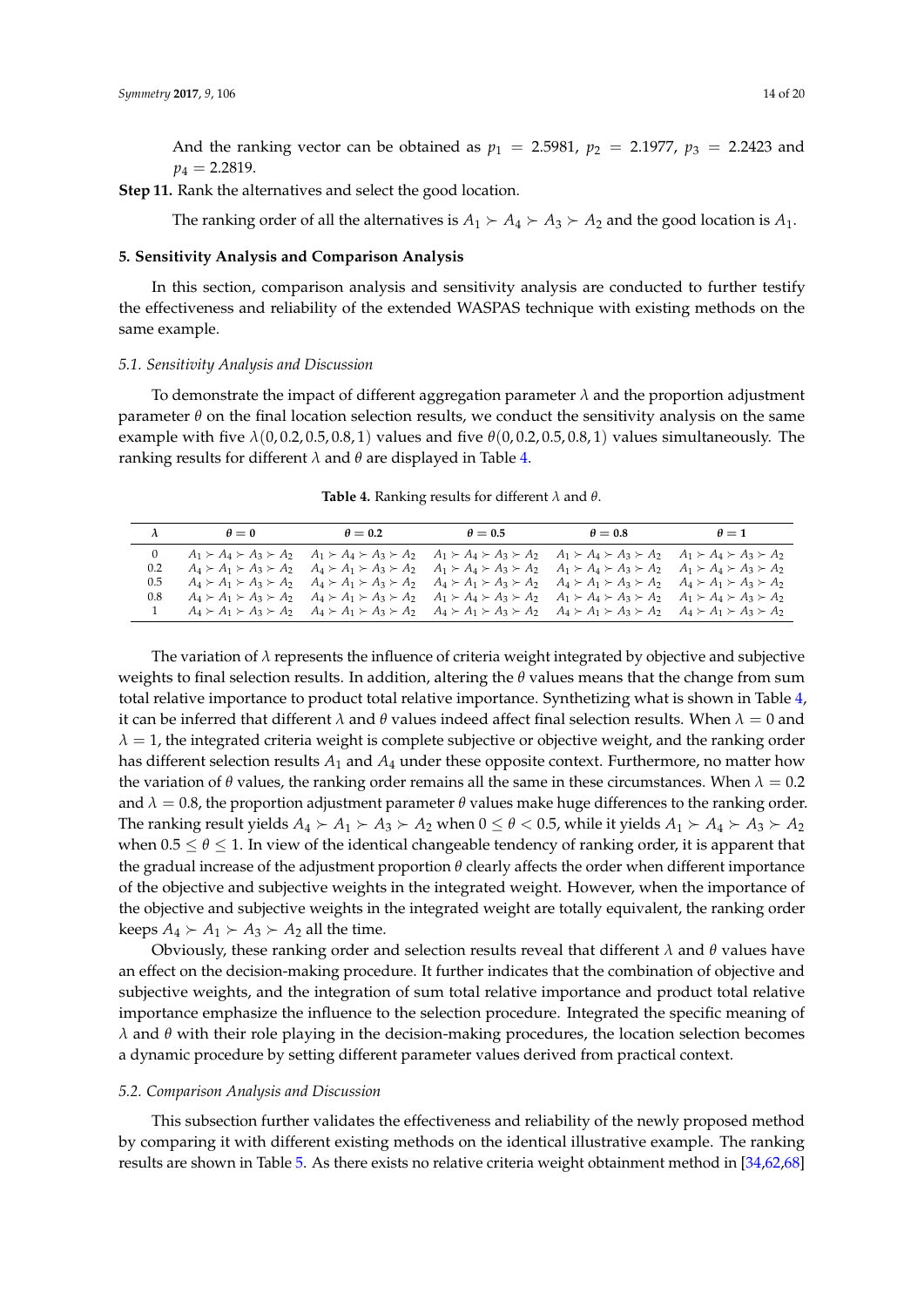And the ranking vector can be obtained as $p_1 = 2.5981$, $p_2 = 2.1977$, $p_3 = 2.2423$ and $p_4 = 2.2819$.

**Step 11.** Rank the alternatives and select the good location.

The ranking order of all the alternatives is $A_1 \succ A_4 \succ A_3 \succ A_2$ and the good location is $A_1$.

## 5. Sensitivity Analysis and Comparison Analysis

In this section, comparison analysis and sensitivity analysis are conducted to further testify the effectiveness and reliability of the extended WASPAS technique with existing methods on the same example.

### 5.1. Sensitivity Analysis and Discussion

To demonstrate the impact of different aggregation parameter $\lambda$ and the proportion adjustment parameter $\theta$ on the final location selection results, we conduct the sensitivity analysis on the same example with five $\lambda(0, 0.2, 0.5, 0.8, 1)$ values and five $\theta(0, 0.2, 0.5, 0.8, 1)$ values simultaneously. The ranking results for different $\lambda$ and $\theta$ are displayed in Table 4.

**Table 4.** Ranking results for different $\lambda$ and $\theta$.

| $\lambda$ | $\theta = 0$ | $\theta = 0.2$ | $\theta = 0.5$ | $\theta = 0.8$ | $\theta = 1$ |
|---|---|---|---|---|---|
| 0 | $A_1 \succ A_4 \succ A_3 \succ A_2$ | $A_1 \succ A_4 \succ A_3 \succ A_2$ | $A_1 \succ A_4 \succ A_3 \succ A_2$ | $A_1 \succ A_4 \succ A_3 \succ A_2$ | $A_1 \succ A_4 \succ A_3 \succ A_2$ |
| 0.2 | $A_4 \succ A_1 \succ A_3 \succ A_2$ | $A_4 \succ A_1 \succ A_3 \succ A_2$ | $A_1 \succ A_4 \succ A_3 \succ A_2$ | $A_1 \succ A_4 \succ A_3 \succ A_2$ | $A_1 \succ A_4 \succ A_3 \succ A_2$ |
| 0.5 | $A_4 \succ A_1 \succ A_3 \succ A_2$ | $A_4 \succ A_1 \succ A_3 \succ A_2$ | $A_4 \succ A_1 \succ A_3 \succ A_2$ | $A_4 \succ A_1 \succ A_3 \succ A_2$ | $A_4 \succ A_1 \succ A_3 \succ A_2$ |
| 0.8 | $A_4 \succ A_1 \succ A_3 \succ A_2$ | $A_4 \succ A_1 \succ A_3 \succ A_2$ | $A_1 \succ A_4 \succ A_3 \succ A_2$ | $A_1 \succ A_4 \succ A_3 \succ A_2$ | $A_1 \succ A_4 \succ A_3 \succ A_2$ |
| 1 | $A_4 \succ A_1 \succ A_3 \succ A_2$ | $A_4 \succ A_1 \succ A_3 \succ A_2$ | $A_4 \succ A_1 \succ A_3 \succ A_2$ | $A_4 \succ A_1 \succ A_3 \succ A_2$ | $A_4 \succ A_1 \succ A_3 \succ A_2$ |

The variation of $\lambda$ represents the influence of criteria weight integrated by objective and subjective weights to final selection results. In addition, altering the $\theta$ values means that the change from sum total relative importance to product total relative importance. Synthetizing what is shown in Table 4, it can be inferred that different $\lambda$ and $\theta$ values indeed affect final selection results. When $\lambda = 0$ and $\lambda = 1$, the integrated criteria weight is complete subjective or objective weight, and the ranking order has different selection results $A_1$ and $A_4$ under these opposite context. Furthermore, no matter how the variation of $\theta$ values, the ranking order remains all the same in these circumstances. When $\lambda = 0.2$ and $\lambda = 0.8$, the proportion adjustment parameter $\theta$ values make huge differences to the ranking order. The ranking result yields $A_4 \succ A_1 \succ A_3 \succ A_2$ when $0 \leq \theta < 0.5$, while it yields $A_1 \succ A_4 \succ A_3 \succ A_2$ when $0.5 \leq \theta \leq 1$. In view of the identical changeable tendency of ranking order, it is apparent that the gradual increase of the adjustment proportion $\theta$ clearly affects the order when different importance of the objective and subjective weights in the integrated weight. However, when the importance of the objective and subjective weights in the integrated weight are totally equivalent, the ranking order keeps $A_4 \succ A_1 \succ A_3 \succ A_2$ all the time.

Obviously, these ranking order and selection results reveal that different $\lambda$ and $\theta$ values have an effect on the decision-making procedure. It further indicates that the combination of objective and subjective weights, and the integration of sum total relative importance and product total relative importance emphasize the influence to the selection procedure. Integrated the specific meaning of $\lambda$ and $\theta$ with their role playing in the decision-making procedures, the location selection becomes a dynamic procedure by setting different parameter values derived from practical context.

### 5.2. Comparison Analysis and Discussion

This subsection further validates the effectiveness and reliability of the newly proposed method by comparing it with different existing methods on the identical illustrative example. The ranking results are shown in Table 5. As there exists no relative criteria weight obtainment method in [34,62,68]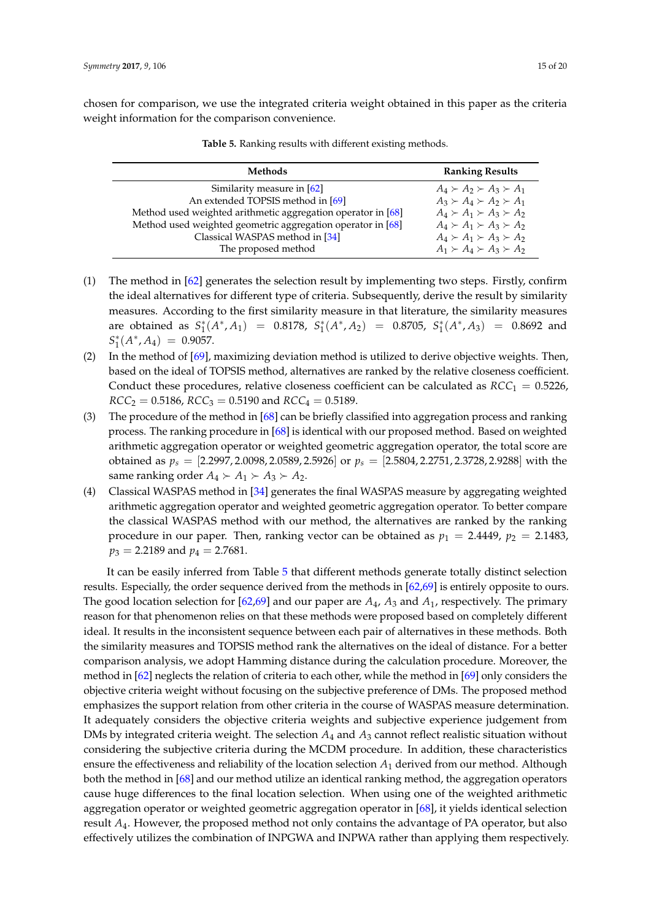chosen for comparison, we use the integrated criteria weight obtained in this paper as the criteria weight information for the comparison convenience.

**Table 5.** Ranking results with different existing methods.

| Methods | Ranking Results |
|---|---|
| Similarity measure in [62] | $A_4 \succ A_2 \succ A_3 \succ A_1$ |
| An extended TOPSIS method in [69] | $A_3 \succ A_4 \succ A_2 \succ A_1$ |
| Method used weighted arithmetic aggregation operator in [68] | $A_4 \succ A_1 \succ A_3 \succ A_2$ |
| Method used weighted geometric aggregation operator in [68] | $A_4 \succ A_1 \succ A_3 \succ A_2$ |
| Classical WASPAS method in [34] | $A_4 \succ A_1 \succ A_3 \succ A_2$ |
| The proposed method | $A_1 \succ A_4 \succ A_3 \succ A_2$ |

(1) The method in [62] generates the selection result by implementing two steps. Firstly, confirm the ideal alternatives for different type of criteria. Subsequently, derive the result by similarity measures. According to the first similarity measure in that literature, the similarity measures are obtained as $S_1^*(A^*, A_1) = 0.8178$, $S_1^*(A^*, A_2) = 0.8705$, $S_1^*(A^*, A_3) = 0.8692$ and $S_1^*(A^*, A_4) = 0.9057$.

(2) In the method of [69], maximizing deviation method is utilized to derive objective weights. Then, based on the ideal of TOPSIS method, alternatives are ranked by the relative closeness coefficient. Conduct these procedures, relative closeness coefficient can be calculated as $RCC_1 = 0.5226$, $RCC_2 = 0.5186$, $RCC_3 = 0.5190$ and $RCC_4 = 0.5189$.

(3) The procedure of the method in [68] can be briefly classified into aggregation process and ranking process. The ranking procedure in [68] is identical with our proposed method. Based on weighted arithmetic aggregation operator or weighted geometric aggregation operator, the total score are obtained as $p_s = [2.2997, 2.0098, 2.0589, 2.5926]$ or $p_s = [2.5804, 2.2751, 2.3728, 2.9288]$ with the same ranking order $A_4 \succ A_1 \succ A_3 \succ A_2$.

(4) Classical WASPAS method in [34] generates the final WASPAS measure by aggregating weighted arithmetic aggregation operator and weighted geometric aggregation operator. To better compare the classical WASPAS method with our method, the alternatives are ranked by the ranking procedure in our paper. Then, ranking vector can be obtained as $p_1 = 2.4449$, $p_2 = 2.1483$, $p_3 = 2.2189$ and $p_4 = 2.7681$.

It can be easily inferred from Table 5 that different methods generate totally distinct selection results. Especially, the order sequence derived from the methods in [62,69] is entirely opposite to ours. The good location selection for [62,69] and our paper are $A_4$, $A_3$ and $A_1$, respectively. The primary reason for that phenomenon relies on that these methods were proposed based on completely different ideal. It results in the inconsistent sequence between each pair of alternatives in these methods. Both the similarity measures and TOPSIS method rank the alternatives on the ideal of distance. For a better comparison analysis, we adopt Hamming distance during the calculation procedure. Moreover, the method in [62] neglects the relation of criteria to each other, while the method in [69] only considers the objective criteria weight without focusing on the subjective preference of DMs. The proposed method emphasizes the support relation from other criteria in the course of WASPAS measure determination. It adequately considers the objective criteria weights and subjective experience judgement from DMs by integrated criteria weight. The selection $A_4$ and $A_3$ cannot reflect realistic situation without considering the subjective criteria during the MCDM procedure. In addition, these characteristics ensure the effectiveness and reliability of the location selection $A_1$ derived from our method. Although both the method in [68] and our method utilize an identical ranking method, the aggregation operators cause huge differences to the final location selection. When using one of the weighted arithmetic aggregation operator or weighted geometric aggregation operator in [68], it yields identical selection result $A_4$. However, the proposed method not only contains the advantage of PA operator, but also effectively utilizes the combination of INPGWA and INPWA rather than applying them respectively.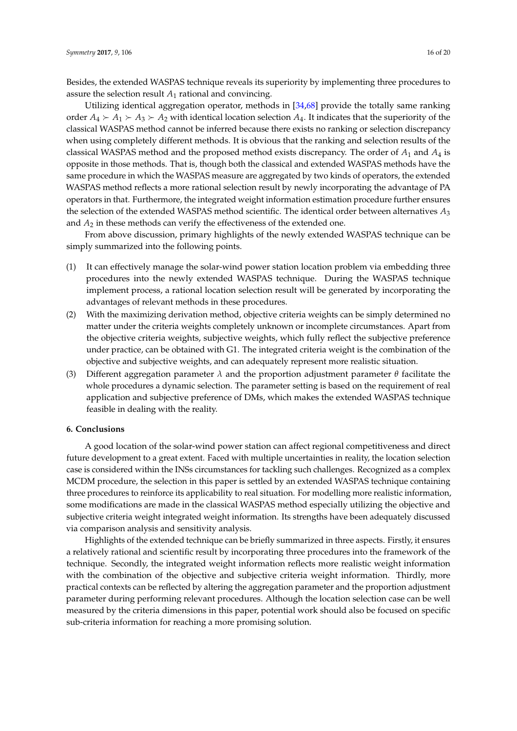Besides, the extended WASPAS technique reveals its superiority by implementing three procedures to assure the selection result $A_1$ rational and convincing.

Utilizing identical aggregation operator, methods in [34,68] provide the totally same ranking order $A_4 \succ A_1 \succ A_3 \succ A_2$ with identical location selection $A_4$. It indicates that the superiority of the classical WASPAS method cannot be inferred because there exists no ranking or selection discrepancy when using completely different methods. It is obvious that the ranking and selection results of the classical WASPAS method and the proposed method exists discrepancy. The order of $A_1$ and $A_4$ is opposite in those methods. That is, though both the classical and extended WASPAS methods have the same procedure in which the WASPAS measure are aggregated by two kinds of operators, the extended WASPAS method reflects a more rational selection result by newly incorporating the advantage of PA operators in that. Furthermore, the integrated weight information estimation procedure further ensures the selection of the extended WASPAS method scientific. The identical order between alternatives $A_3$ and $A_2$ in these methods can verify the effectiveness of the extended one.

From above discussion, primary highlights of the newly extended WASPAS technique can be simply summarized into the following points.

(1) It can effectively manage the solar-wind power station location problem via embedding three procedures into the newly extended WASPAS technique. During the WASPAS technique implement process, a rational location selection result will be generated by incorporating the advantages of relevant methods in these procedures.
(2) With the maximizing derivation method, objective criteria weights can be simply determined no matter under the criteria weights completely unknown or incomplete circumstances. Apart from the objective criteria weights, subjective weights, which fully reflect the subjective preference under practice, can be obtained with G1. The integrated criteria weight is the combination of the objective and subjective weights, and can adequately represent more realistic situation.
(3) Different aggregation parameter $\lambda$ and the proportion adjustment parameter $\theta$ facilitate the whole procedures a dynamic selection. The parameter setting is based on the requirement of real application and subjective preference of DMs, which makes the extended WASPAS technique feasible in dealing with the reality.

## 6. Conclusions

A good location of the solar-wind power station can affect regional competitiveness and direct future development to a great extent. Faced with multiple uncertainties in reality, the location selection case is considered within the INSs circumstances for tackling such challenges. Recognized as a complex MCDM procedure, the selection in this paper is settled by an extended WASPAS technique containing three procedures to reinforce its applicability to real situation. For modelling more realistic information, some modifications are made in the classical WASPAS method especially utilizing the objective and subjective criteria weight integrated weight information. Its strengths have been adequately discussed via comparison analysis and sensitivity analysis.

Highlights of the extended technique can be briefly summarized in three aspects. Firstly, it ensures a relatively rational and scientific result by incorporating three procedures into the framework of the technique. Secondly, the integrated weight information reflects more realistic weight information with the combination of the objective and subjective criteria weight information. Thirdly, more practical contexts can be reflected by altering the aggregation parameter and the proportion adjustment parameter during performing relevant procedures. Although the location selection case can be well measured by the criteria dimensions in this paper, potential work should also be focused on specific sub-criteria information for reaching a more promising solution.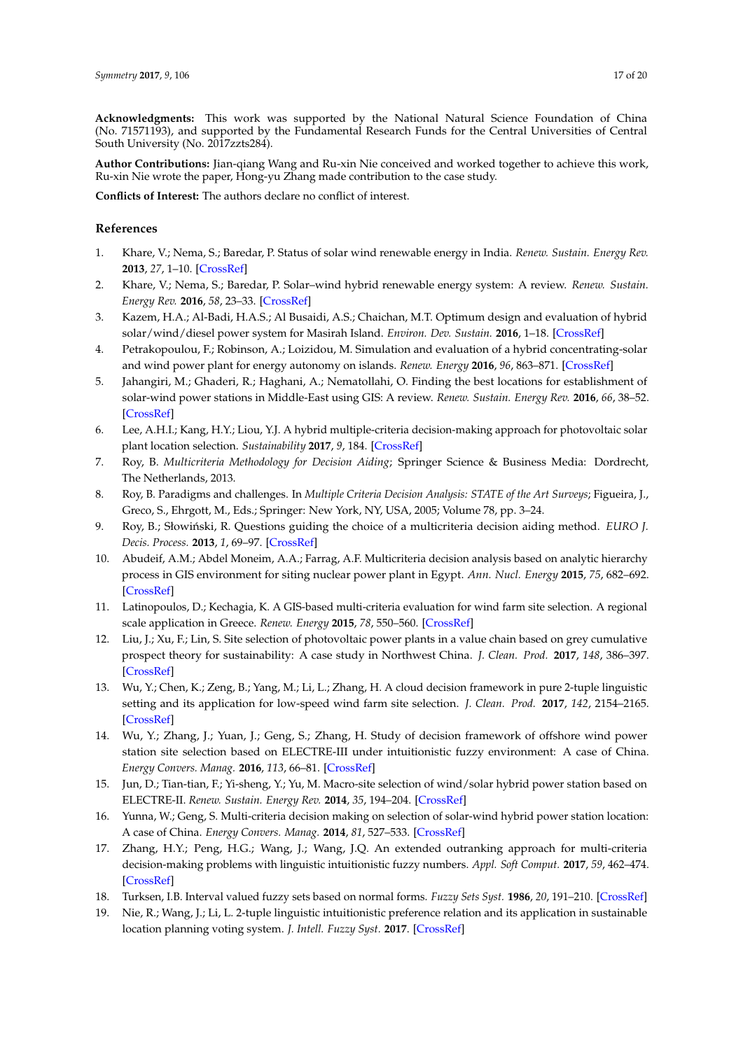**Acknowledgments:** This work was supported by the National Natural Science Foundation of China (No. 71571193), and supported by the Fundamental Research Funds for the Central Universities of Central South University (No. 2017zzts284).

**Author Contributions:** Jian-qiang Wang and Ru-xin Nie conceived and worked together to achieve this work, Ru-xin Nie wrote the paper, Hong-yu Zhang made contribution to the case study.

**Conflicts of Interest:** The authors declare no conflict of interest.

## References

1. Khare, V.; Nema, S.; Baredar, P. Status of solar wind renewable energy in India. *Renew. Sustain. Energy Rev.* **2013**, *27*, 1–10. [CrossRef]
2. Khare, V.; Nema, S.; Baredar, P. Solar–wind hybrid renewable energy system: A review. *Renew. Sustain. Energy Rev.* **2016**, *58*, 23–33. [CrossRef]
3. Kazem, H.A.; Al-Badi, H.A.S.; Al Busaidi, A.S.; Chaichan, M.T. Optimum design and evaluation of hybrid solar/wind/diesel power system for Masirah Island. *Environ. Dev. Sustain.* **2016**, 1–18. [CrossRef]
4. Petrakopoulou, F.; Robinson, A.; Loizidou, M. Simulation and evaluation of a hybrid concentrating-solar and wind power plant for energy autonomy on islands. *Renew. Energy* **2016**, *96*, 863–871. [CrossRef]
5. Jahangiri, M.; Ghaderi, R.; Haghani, A.; Nematollahi, O. Finding the best locations for establishment of solar-wind power stations in Middle-East using GIS: A review. *Renew. Sustain. Energy Rev.* **2016**, *66*, 38–52. [CrossRef]
6. Lee, A.H.I.; Kang, H.Y.; Liou, Y.J. A hybrid multiple-criteria decision-making approach for photovoltaic solar plant location selection. *Sustainability* **2017**, *9*, 184. [CrossRef]
7. Roy, B. *Multicriteria Methodology for Decision Aiding*; Springer Science & Business Media: Dordrecht, The Netherlands, 2013.
8. Roy, B. Paradigms and challenges. In *Multiple Criteria Decision Analysis: STATE of the Art Surveys*; Figueira, J., Greco, S., Ehrgott, M., Eds.; Springer: New York, NY, USA, 2005; Volume 78, pp. 3–24.
9. Roy, B.; Słowiński, R. Questions guiding the choice of a multicriteria decision aiding method. *EURO J. Decis. Process.* **2013**, *1*, 69–97. [CrossRef]
10. Abudeif, A.M.; Abdel Moneim, A.A.; Farrag, A.F. Multicriteria decision analysis based on analytic hierarchy process in GIS environment for siting nuclear power plant in Egypt. *Ann. Nucl. Energy* **2015**, *75*, 682–692. [CrossRef]
11. Latinopoulos, D.; Kechagia, K. A GIS-based multi-criteria evaluation for wind farm site selection. A regional scale application in Greece. *Renew. Energy* **2015**, *78*, 550–560. [CrossRef]
12. Liu, J.; Xu, F.; Lin, S. Site selection of photovoltaic power plants in a value chain based on grey cumulative prospect theory for sustainability: A case study in Northwest China. *J. Clean. Prod.* **2017**, *148*, 386–397. [CrossRef]
13. Wu, Y.; Chen, K.; Zeng, B.; Yang, M.; Li, L.; Zhang, H. A cloud decision framework in pure 2-tuple linguistic setting and its application for low-speed wind farm site selection. *J. Clean. Prod.* **2017**, *142*, 2154–2165. [CrossRef]
14. Wu, Y.; Zhang, J.; Yuan, J.; Geng, S.; Zhang, H. Study of decision framework of offshore wind power station site selection based on ELECTRE-III under intuitionistic fuzzy environment: A case of China. *Energy Convers. Manag.* **2016**, *113*, 66–81. [CrossRef]
15. Jun, D.; Tian-tian, F.; Yi-sheng, Y.; Yu, M. Macro-site selection of wind/solar hybrid power station based on ELECTRE-II. *Renew. Sustain. Energy Rev.* **2014**, *35*, 194–204. [CrossRef]
16. Yunna, W.; Geng, S. Multi-criteria decision making on selection of solar-wind hybrid power station location: A case of China. *Energy Convers. Manag.* **2014**, *81*, 527–533. [CrossRef]
17. Zhang, H.Y.; Peng, H.G.; Wang, J.; Wang, J.Q. An extended outranking approach for multi-criteria decision-making problems with linguistic intuitionistic fuzzy numbers. *Appl. Soft Comput.* **2017**, *59*, 462–474. [CrossRef]
18. Turksen, I.B. Interval valued fuzzy sets based on normal forms. *Fuzzy Sets Syst.* **1986**, *20*, 191–210. [CrossRef]
19. Nie, R.; Wang, J.; Li, L. 2-tuple linguistic intuitionistic preference relation and its application in sustainable location planning voting system. *J. Intell. Fuzzy Syst.* **2017**. [CrossRef]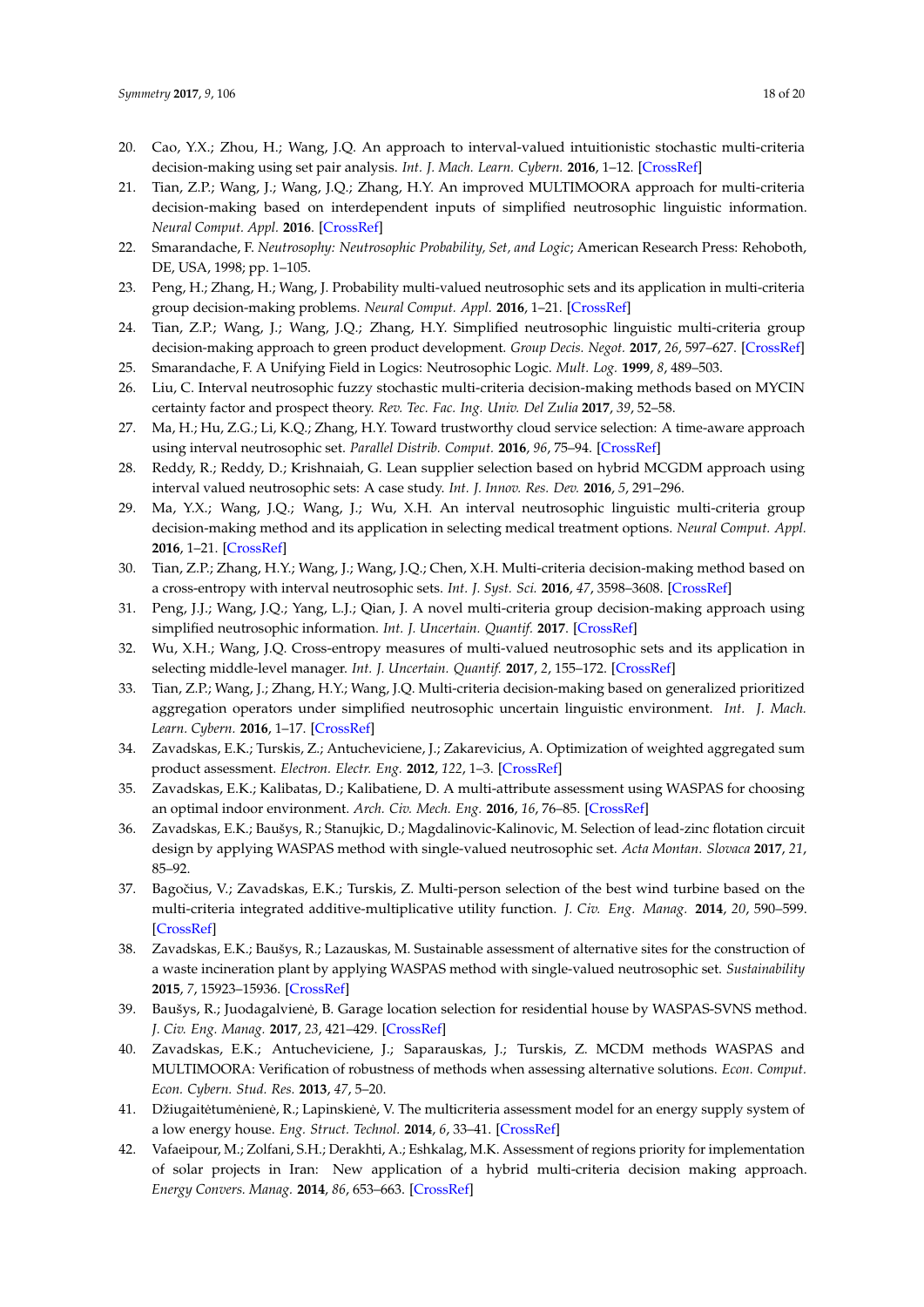20. Cao, Y.X.; Zhou, H.; Wang, J.Q. An approach to interval-valued intuitionistic stochastic multi-criteria decision-making using set pair analysis. *Int. J. Mach. Learn. Cybern.* **2016**, 1–12. [CrossRef]
21. Tian, Z.P.; Wang, J.; Wang, J.Q.; Zhang, H.Y. An improved MULTIMOORA approach for multi-criteria decision-making based on interdependent inputs of simplified neutrosophic linguistic information. *Neural Comput. Appl.* **2016**. [CrossRef]
22. Smarandache, F. *Neutrosophy: Neutrosophic Probability, Set, and Logic*; American Research Press: Rehoboth, DE, USA, 1998; pp. 1–105.
23. Peng, H.; Zhang, H.; Wang, J. Probability multi-valued neutrosophic sets and its application in multi-criteria group decision-making problems. *Neural Comput. Appl.* **2016**, 1–21. [CrossRef]
24. Tian, Z.P.; Wang, J.; Wang, J.Q.; Zhang, H.Y. Simplified neutrosophic linguistic multi-criteria group decision-making approach to green product development. *Group Decis. Negot.* **2017**, *26*, 597–627. [CrossRef]
25. Smarandache, F. A Unifying Field in Logics: Neutrosophic Logic. *Mult. Log.* **1999**, *8*, 489–503.
26. Liu, C. Interval neutrosophic fuzzy stochastic multi-criteria decision-making methods based on MYCIN certainty factor and prospect theory. *Rev. Tec. Fac. Ing. Univ. Del Zulia* **2017**, *39*, 52–58.
27. Ma, H.; Hu, Z.G.; Li, K.Q.; Zhang, H.Y. Toward trustworthy cloud service selection: A time-aware approach using interval neutrosophic set. *Parallel Distrib. Comput.* **2016**, *96*, 75–94. [CrossRef]
28. Reddy, R.; Reddy, D.; Krishnaiah, G. Lean supplier selection based on hybrid MCGDM approach using interval valued neutrosophic sets: A case study. *Int. J. Innov. Res. Dev.* **2016**, *5*, 291–296.
29. Ma, Y.X.; Wang, J.Q.; Wang, J.; Wu, X.H. An interval neutrosophic linguistic multi-criteria group decision-making method and its application in selecting medical treatment options. *Neural Comput. Appl.* **2016**, 1–21. [CrossRef]
30. Tian, Z.P.; Zhang, H.Y.; Wang, J.; Wang, J.Q.; Chen, X.H. Multi-criteria decision-making method based on a cross-entropy with interval neutrosophic sets. *Int. J. Syst. Sci.* **2016**, *47*, 3598–3608. [CrossRef]
31. Peng, J.J.; Wang, J.Q.; Yang, L.J.; Qian, J. A novel multi-criteria group decision-making approach using simplified neutrosophic information. *Int. J. Uncertain. Quantif.* **2017**. [CrossRef]
32. Wu, X.H.; Wang, J.Q. Cross-entropy measures of multi-valued neutrosophic sets and its application in selecting middle-level manager. *Int. J. Uncertain. Quantif.* **2017**, *2*, 155–172. [CrossRef]
33. Tian, Z.P.; Wang, J.; Wang, J.Q. Multi-criteria decision-making based on generalized prioritized aggregation operators under simplified neutrosophic uncertain linguistic environment. *Int. J. Mach. Learn. Cybern.* **2016**, 1–17. [CrossRef]
34. Zavadskas, E.K.; Turskis, Z.; Antucheviciene, J.; Zakarevicius, A. Optimization of weighted aggregated sum product assessment. *Electron. Electr. Eng.* **2012**, *122*, 1–3. [CrossRef]
35. Zavadskas, E.K.; Kalibatas, D.; Kalibatiene, D. A multi-attribute assessment using WASPAS for choosing an optimal indoor environment. *Arch. Civ. Mech. Eng.* **2016**, *16*, 76–85. [CrossRef]
36. Zavadskas, E.K.; Baušys, R.; Stanujkic, D.; Magdalinovic-Kalinovic, M. Selection of lead-zinc flotation circuit design by applying WASPAS method with single-valued neutrosophic set. *Acta Montan. Slovaca* **2017**, *21*, 85–92.
37. Bagočius, V.; Zavadskas, E.K.; Turskis, Z. Multi-person selection of the best wind turbine based on the multi-criteria integrated additive-multiplicative utility function. *J. Civ. Eng. Manag.* **2014**, *20*, 590–599. [CrossRef]
38. Zavadskas, E.K.; Baušys, R.; Lazauskas, M. Sustainable assessment of alternative sites for the construction of a waste incineration plant by applying WASPAS method with single-valued neutrosophic set. *Sustainability* **2015**, *7*, 15923–15936. [CrossRef]
39. Baušys, R.; Juodagalvienė, B. Garage location selection for residential house by WASPAS-SVNS method. *J. Civ. Eng. Manag.* **2017**, *23*, 421–429. [CrossRef]
40. Zavadskas, E.K.; Antucheviciene, J.; Saparauskas, J.; Turskis, Z. MCDM methods WASPAS and MULTIMOORA: Verification of robustness of methods when assessing alternative solutions. *Econ. Comput. Econ. Cybern. Stud. Res.* **2013**, *47*, 5–20.
41. Džiugaitėtumėnienė, R.; Lapinskienė, V. The multicriteria assessment model for an energy supply system of a low energy house. *Eng. Struct. Technol.* **2014**, *6*, 33–41. [CrossRef]
42. Vafaeipour, M.; Zolfani, S.H.; Derakhti, A.; Eshkalag, M.K. Assessment of regions priority for implementation of solar projects in Iran: New application of a hybrid multi-criteria decision making approach. *Energy Convers. Manag.* **2014**, *86*, 653–663. [CrossRef]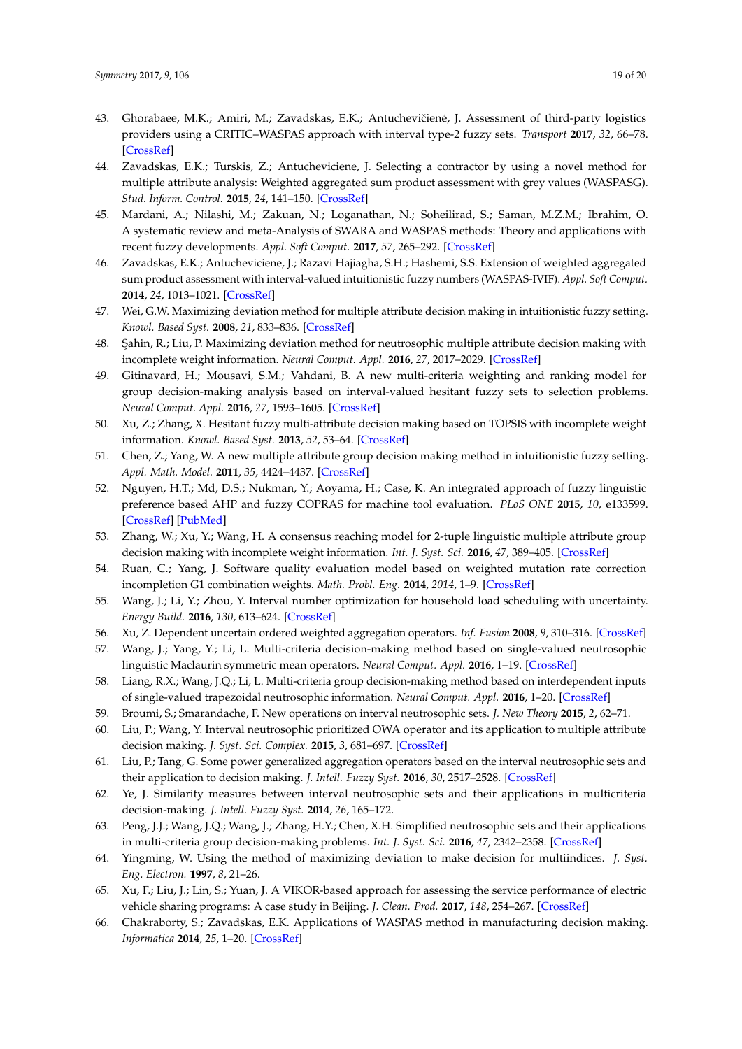43. Ghorabaee, M.K.; Amiri, M.; Zavadskas, E.K.; Antuchevičienė, J. Assessment of third-party logistics providers using a CRITIC–WASPAS approach with interval type-2 fuzzy sets. *Transport* **2017**, *32*, 66–78. [CrossRef]
44. Zavadskas, E.K.; Turskis, Z.; Antucheviciene, J. Selecting a contractor by using a novel method for multiple attribute analysis: Weighted aggregated sum product assessment with grey values (WASPASG). *Stud. Inform. Control.* **2015**, *24*, 141–150. [CrossRef]
45. Mardani, A.; Nilashi, M.; Zakuan, N.; Loganathan, N.; Soheilirad, S.; Saman, M.Z.M.; Ibrahim, O. A systematic review and meta-Analysis of SWARA and WASPAS methods: Theory and applications with recent fuzzy developments. *Appl. Soft Comput.* **2017**, *57*, 265–292. [CrossRef]
46. Zavadskas, E.K.; Antucheviciene, J.; Razavi Hajiagha, S.H.; Hashemi, S.S. Extension of weighted aggregated sum product assessment with interval-valued intuitionistic fuzzy numbers (WASPAS-IVIF). *Appl. Soft Comput.* **2014**, *24*, 1013–1021. [CrossRef]
47. Wei, G.W. Maximizing deviation method for multiple attribute decision making in intuitionistic fuzzy setting. *Knowl. Based Syst.* **2008**, *21*, 833–836. [CrossRef]
48. Şahin, R.; Liu, P. Maximizing deviation method for neutrosophic multiple attribute decision making with incomplete weight information. *Neural Comput. Appl.* **2016**, *27*, 2017–2029. [CrossRef]
49. Gitinavard, H.; Mousavi, S.M.; Vahdani, B. A new multi-criteria weighting and ranking model for group decision-making analysis based on interval-valued hesitant fuzzy sets to selection problems. *Neural Comput. Appl.* **2016**, *27*, 1593–1605. [CrossRef]
50. Xu, Z.; Zhang, X. Hesitant fuzzy multi-attribute decision making based on TOPSIS with incomplete weight information. *Knowl. Based Syst.* **2013**, *52*, 53–64. [CrossRef]
51. Chen, Z.; Yang, W. A new multiple attribute group decision making method in intuitionistic fuzzy setting. *Appl. Math. Model.* **2011**, *35*, 4424–4437. [CrossRef]
52. Nguyen, H.T.; Md, D.S.; Nukman, Y.; Aoyama, H.; Case, K. An integrated approach of fuzzy linguistic preference based AHP and fuzzy COPRAS for machine tool evaluation. *PLoS ONE* **2015**, *10*, e133599. [CrossRef] [PubMed]
53. Zhang, W.; Xu, Y.; Wang, H. A consensus reaching model for 2-tuple linguistic multiple attribute group decision making with incomplete weight information. *Int. J. Syst. Sci.* **2016**, *47*, 389–405. [CrossRef]
54. Ruan, C.; Yang, J. Software quality evaluation model based on weighted mutation rate correction incompletion G1 combination weights. *Math. Probl. Eng.* **2014**, *2014*, 1–9. [CrossRef]
55. Wang, J.; Li, Y.; Zhou, Y. Interval number optimization for household load scheduling with uncertainty. *Energy Build.* **2016**, *130*, 613–624. [CrossRef]
56. Xu, Z. Dependent uncertain ordered weighted aggregation operators. *Inf. Fusion* **2008**, *9*, 310–316. [CrossRef]
57. Wang, J.; Yang, Y.; Li, L. Multi-criteria decision-making method based on single-valued neutrosophic linguistic Maclaurin symmetric mean operators. *Neural Comput. Appl.* **2016**, 1–19. [CrossRef]
58. Liang, R.X.; Wang, J.Q.; Li, L. Multi-criteria group decision-making method based on interdependent inputs of single-valued trapezoidal neutrosophic information. *Neural Comput. Appl.* **2016**, 1–20. [CrossRef]
59. Broumi, S.; Smarandache, F. New operations on interval neutrosophic sets. *J. New Theory* **2015**, *2*, 62–71.
60. Liu, P.; Wang, Y. Interval neutrosophic prioritized OWA operator and its application to multiple attribute decision making. *J. Syst. Sci. Complex.* **2015**, *3*, 681–697. [CrossRef]
61. Liu, P.; Tang, G. Some power generalized aggregation operators based on the interval neutrosophic sets and their application to decision making. *J. Intell. Fuzzy Syst.* **2016**, *30*, 2517–2528. [CrossRef]
62. Ye, J. Similarity measures between interval neutrosophic sets and their applications in multicriteria decision-making. *J. Intell. Fuzzy Syst.* **2014**, *26*, 165–172.
63. Peng, J.J.; Wang, J.Q.; Wang, J.; Zhang, H.Y.; Chen, X.H. Simplified neutrosophic sets and their applications in multi-criteria group decision-making problems. *Int. J. Syst. Sci.* **2016**, *47*, 2342–2358. [CrossRef]
64. Yingming, W. Using the method of maximizing deviation to make decision for multiindices. *J. Syst. Eng. Electron.* **1997**, *8*, 21–26.
65. Xu, F.; Liu, J.; Lin, S.; Yuan, J. A VIKOR-based approach for assessing the service performance of electric vehicle sharing programs: A case study in Beijing. *J. Clean. Prod.* **2017**, *148*, 254–267. [CrossRef]
66. Chakraborty, S.; Zavadskas, E.K. Applications of WASPAS method in manufacturing decision making. *Informatica* **2014**, *25*, 1–20. [CrossRef]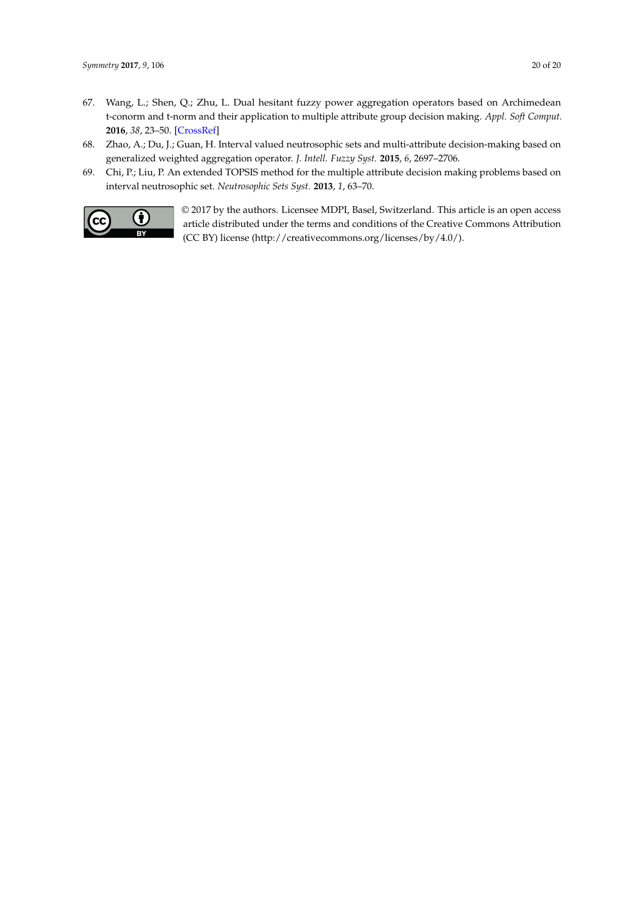67. Wang, L.; Shen, Q.; Zhu, L. Dual hesitant fuzzy power aggregation operators based on Archimedean t-conorm and t-norm and their application to multiple attribute group decision making. *Appl. Soft Comput.* **2016**, *38*, 23–50. [CrossRef]
68. Zhao, A.; Du, J.; Guan, H. Interval valued neutrosophic sets and multi-attribute decision-making based on generalized weighted aggregation operator. *J. Intell. Fuzzy Syst.* **2015**, *6*, 2697–2706.
69. Chi, P.; Liu, P. An extended TOPSIS method for the multiple attribute decision making problems based on interval neutrosophic set. *Neutrosophic Sets Syst.* **2013**, *1*, 63–70.

© 2017 by the authors. Licensee MDPI, Basel, Switzerland. This article is an open access article distributed under the terms and conditions of the Creative Commons Attribution (CC BY) license (http://creativecommons.org/licenses/by/4.0/).